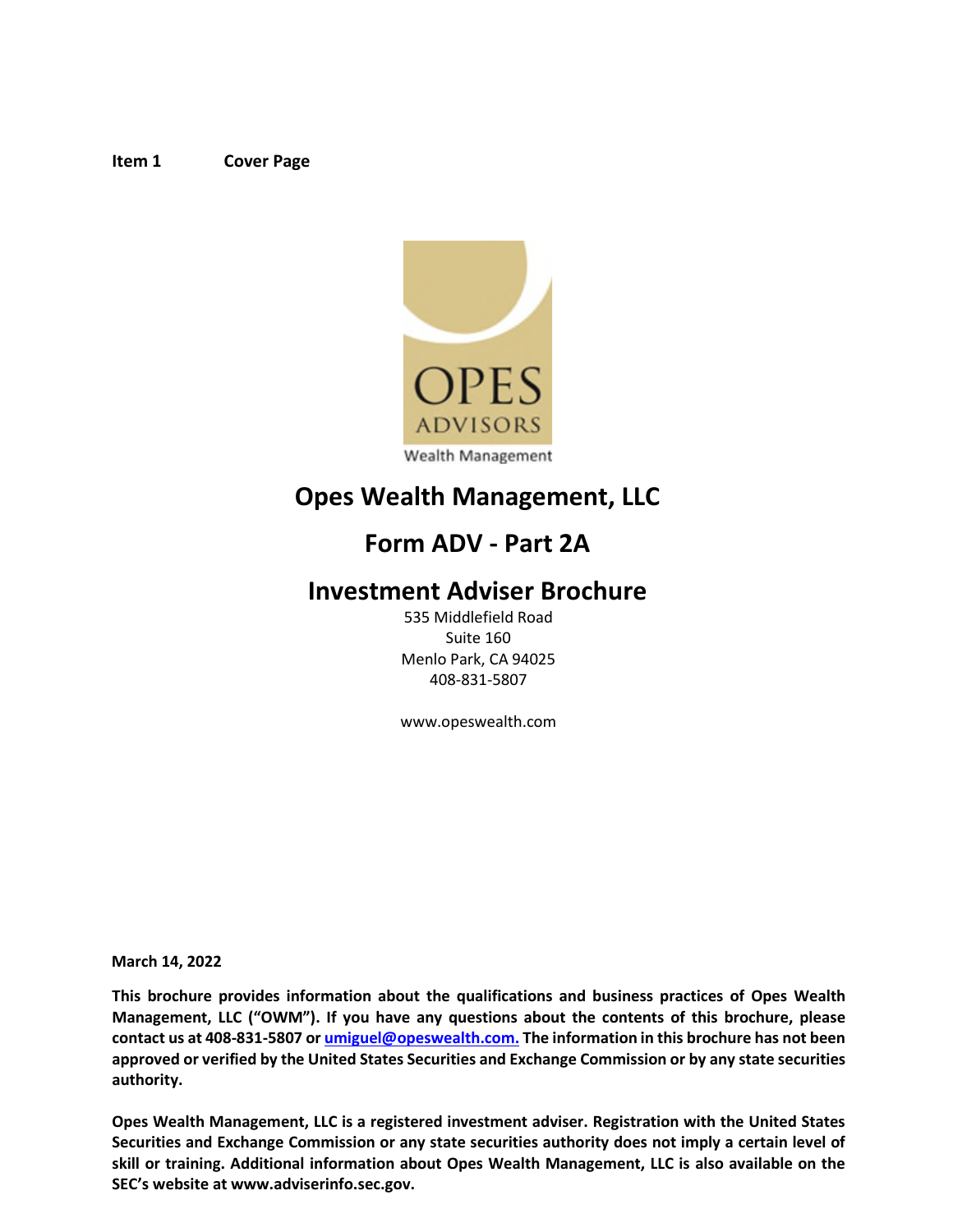**Item 1 Cover Page**

OPES
ADVISORS
Wealth Management

# Opes Wealth Management, LLC

## Form ADV - Part 2A

## Investment Adviser Brochure

535 Middlefield Road
Suite 160
Menlo Park, CA 94025
408-831-5807

www.opeswealth.com

**March 14, 2022**

**This brochure provides information about the qualifications and business practices of Opes Wealth Management, LLC ("OWM"). If you have any questions about the contents of this brochure, please contact us at 408-831-5807 or umiguel@opeswealth.com. The information in this brochure has not been approved or verified by the United States Securities and Exchange Commission or by any state securities authority.**

**Opes Wealth Management, LLC is a registered investment adviser. Registration with the United States Securities and Exchange Commission or any state securities authority does not imply a certain level of skill or training. Additional information about Opes Wealth Management, LLC is also available on the SEC's website at www.adviserinfo.sec.gov.**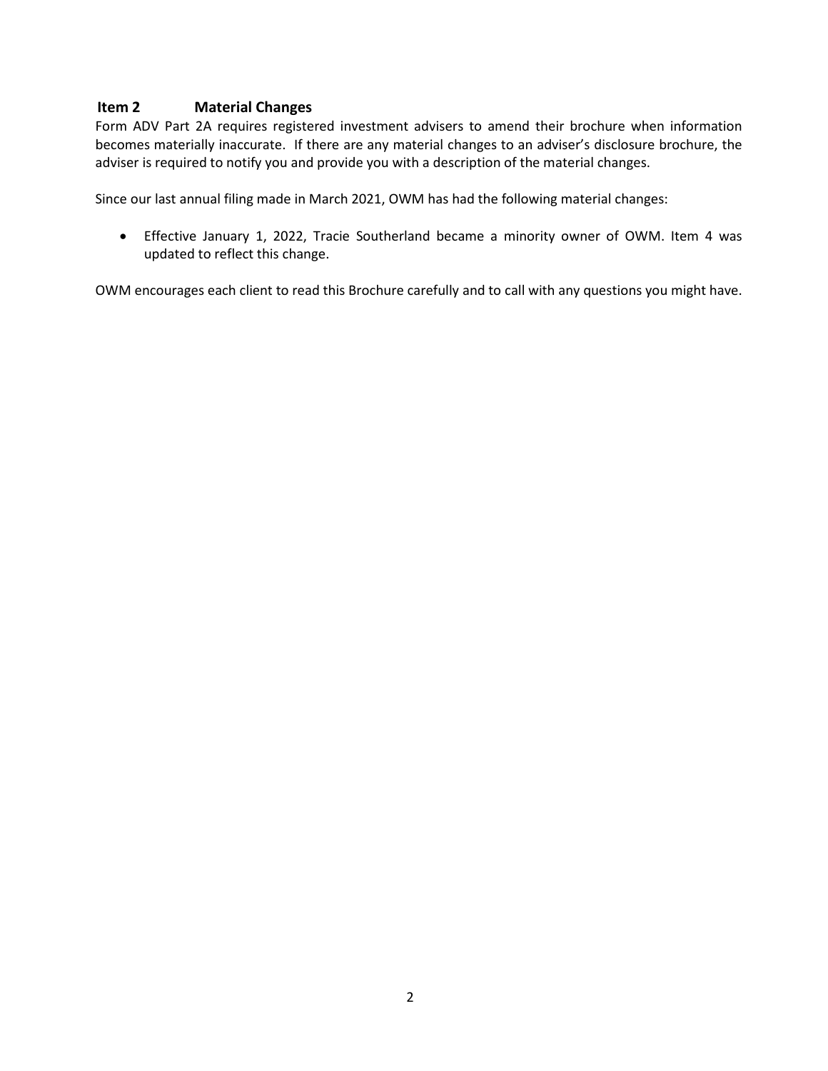## Item 2 Material Changes

Form ADV Part 2A requires registered investment advisers to amend their brochure when information becomes materially inaccurate. If there are any material changes to an adviser's disclosure brochure, the adviser is required to notify you and provide you with a description of the material changes.

Since our last annual filing made in March 2021, OWM has had the following material changes:

- Effective January 1, 2022, Tracie Southerland became a minority owner of OWM. Item 4 was updated to reflect this change.

OWM encourages each client to read this Brochure carefully and to call with any questions you might have.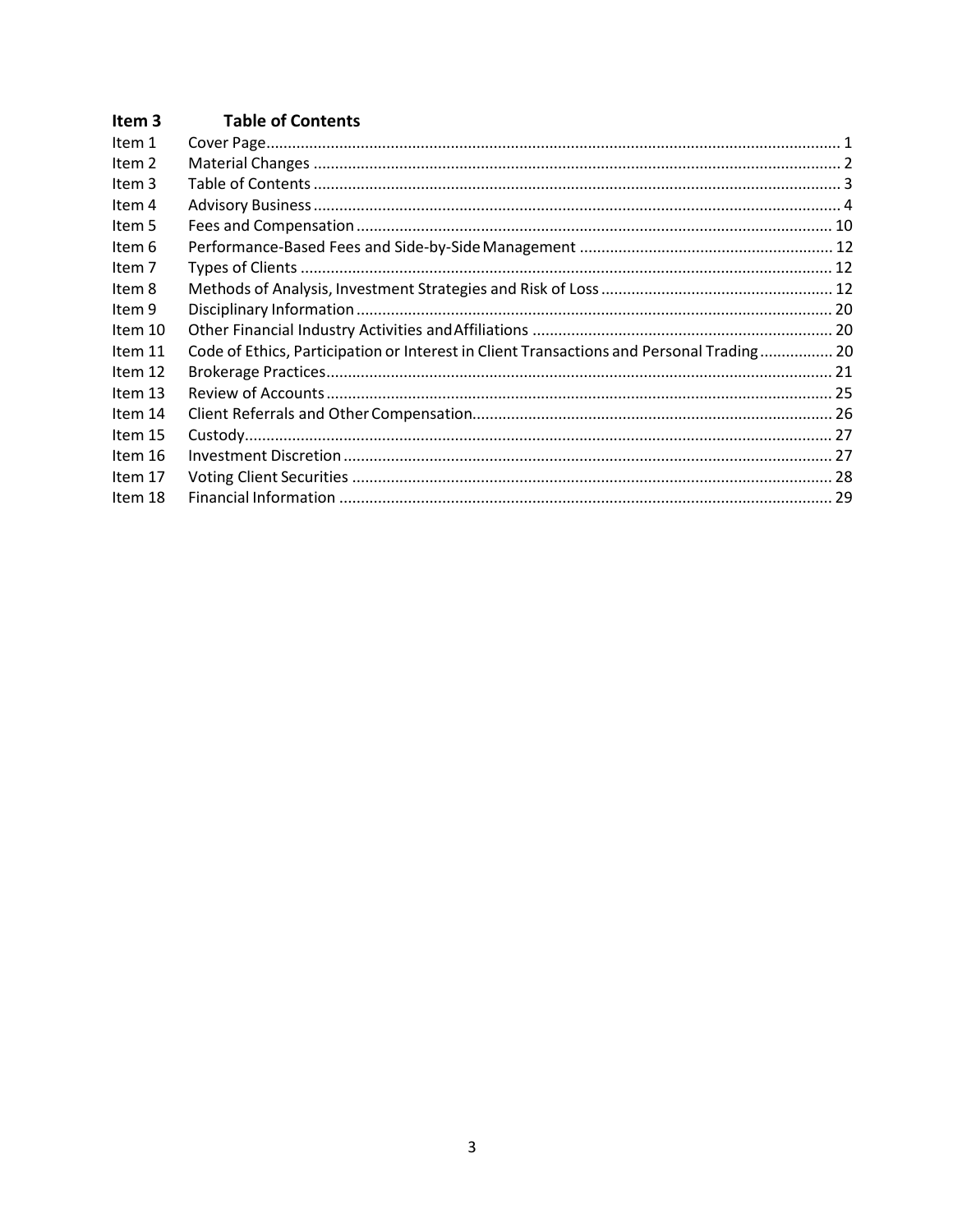## Item 3 Table of Contents

| | | |
|---|---|---|
| Item 1 | Cover Page | 1 |
| Item 2 | Material Changes | 2 |
| Item 3 | Table of Contents | 3 |
| Item 4 | Advisory Business | 4 |
| Item 5 | Fees and Compensation | 10 |
| Item 6 | Performance-Based Fees and Side-by-Side Management | 12 |
| Item 7 | Types of Clients | 12 |
| Item 8 | Methods of Analysis, Investment Strategies and Risk of Loss | 12 |
| Item 9 | Disciplinary Information | 20 |
| Item 10 | Other Financial Industry Activities and Affiliations | 20 |
| Item 11 | Code of Ethics, Participation or Interest in Client Transactions and Personal Trading | 20 |
| Item 12 | Brokerage Practices | 21 |
| Item 13 | Review of Accounts | 25 |
| Item 14 | Client Referrals and Other Compensation | 26 |
| Item 15 | Custody | 27 |
| Item 16 | Investment Discretion | 27 |
| Item 17 | Voting Client Securities | 28 |
| Item 18 | Financial Information | 29 |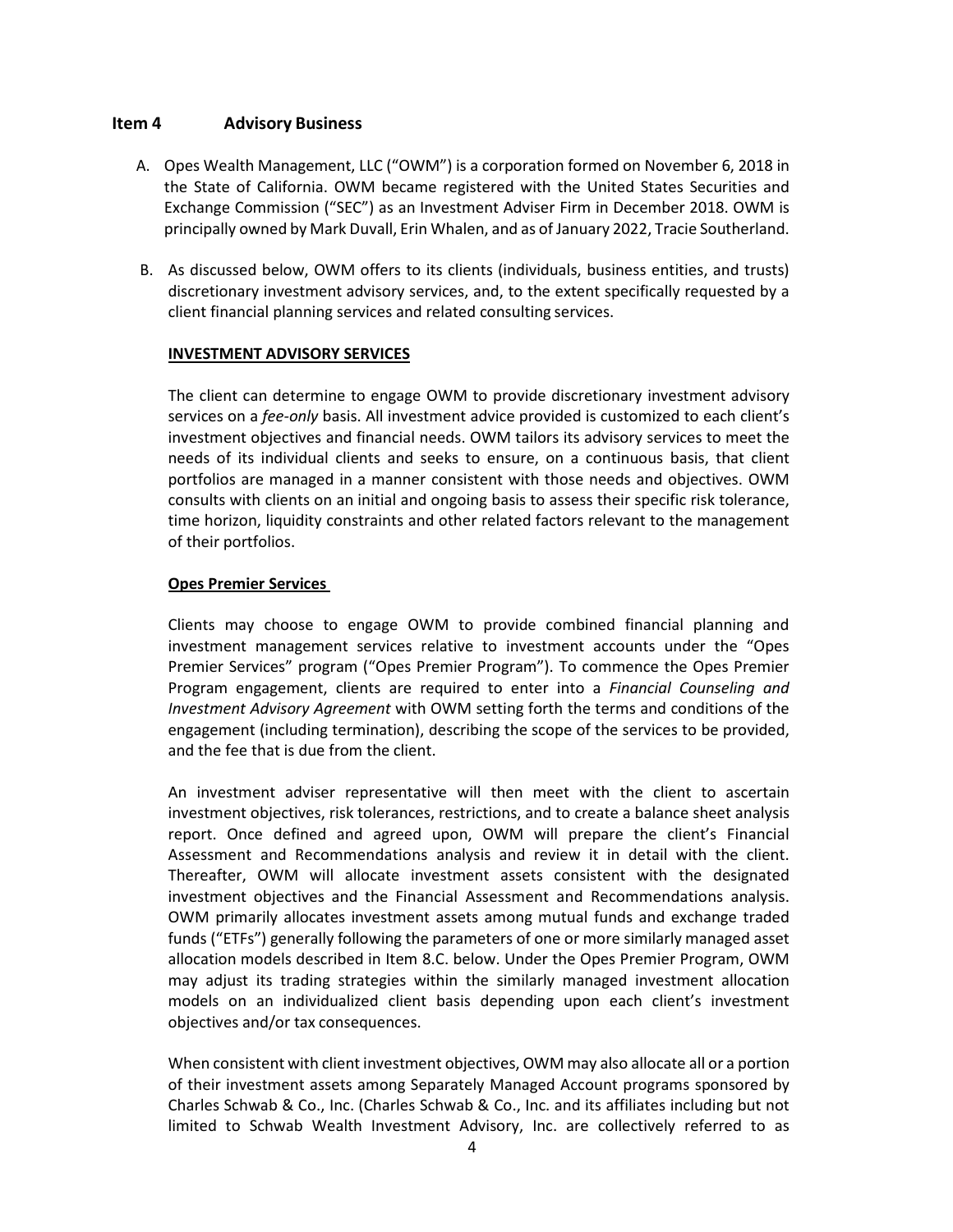## Item 4 Advisory Business

A. Opes Wealth Management, LLC ("OWM") is a corporation formed on November 6, 2018 in the State of California. OWM became registered with the United States Securities and Exchange Commission ("SEC") as an Investment Adviser Firm in December 2018. OWM is principally owned by Mark Duvall, Erin Whalen, and as of January 2022, Tracie Southerland.

B. As discussed below, OWM offers to its clients (individuals, business entities, and trusts) discretionary investment advisory services, and, to the extent specifically requested by a client financial planning services and related consulting services.

**INVESTMENT ADVISORY SERVICES**

The client can determine to engage OWM to provide discretionary investment advisory services on a *fee-only* basis. All investment advice provided is customized to each client's investment objectives and financial needs. OWM tailors its advisory services to meet the needs of its individual clients and seeks to ensure, on a continuous basis, that client portfolios are managed in a manner consistent with those needs and objectives. OWM consults with clients on an initial and ongoing basis to assess their specific risk tolerance, time horizon, liquidity constraints and other related factors relevant to the management of their portfolios.

**Opes Premier Services**

Clients may choose to engage OWM to provide combined financial planning and investment management services relative to investment accounts under the "Opes Premier Services" program ("Opes Premier Program"). To commence the Opes Premier Program engagement, clients are required to enter into a *Financial Counseling and Investment Advisory Agreement* with OWM setting forth the terms and conditions of the engagement (including termination), describing the scope of the services to be provided, and the fee that is due from the client.

An investment adviser representative will then meet with the client to ascertain investment objectives, risk tolerances, restrictions, and to create a balance sheet analysis report. Once defined and agreed upon, OWM will prepare the client's Financial Assessment and Recommendations analysis and review it in detail with the client. Thereafter, OWM will allocate investment assets consistent with the designated investment objectives and the Financial Assessment and Recommendations analysis. OWM primarily allocates investment assets among mutual funds and exchange traded funds ("ETFs") generally following the parameters of one or more similarly managed asset allocation models described in Item 8.C. below. Under the Opes Premier Program, OWM may adjust its trading strategies within the similarly managed investment allocation models on an individualized client basis depending upon each client's investment objectives and/or tax consequences.

When consistent with client investment objectives, OWM may also allocate all or a portion of their investment assets among Separately Managed Account programs sponsored by Charles Schwab & Co., Inc. (Charles Schwab & Co., Inc. and its affiliates including but not limited to Schwab Wealth Investment Advisory, Inc. are collectively referred to as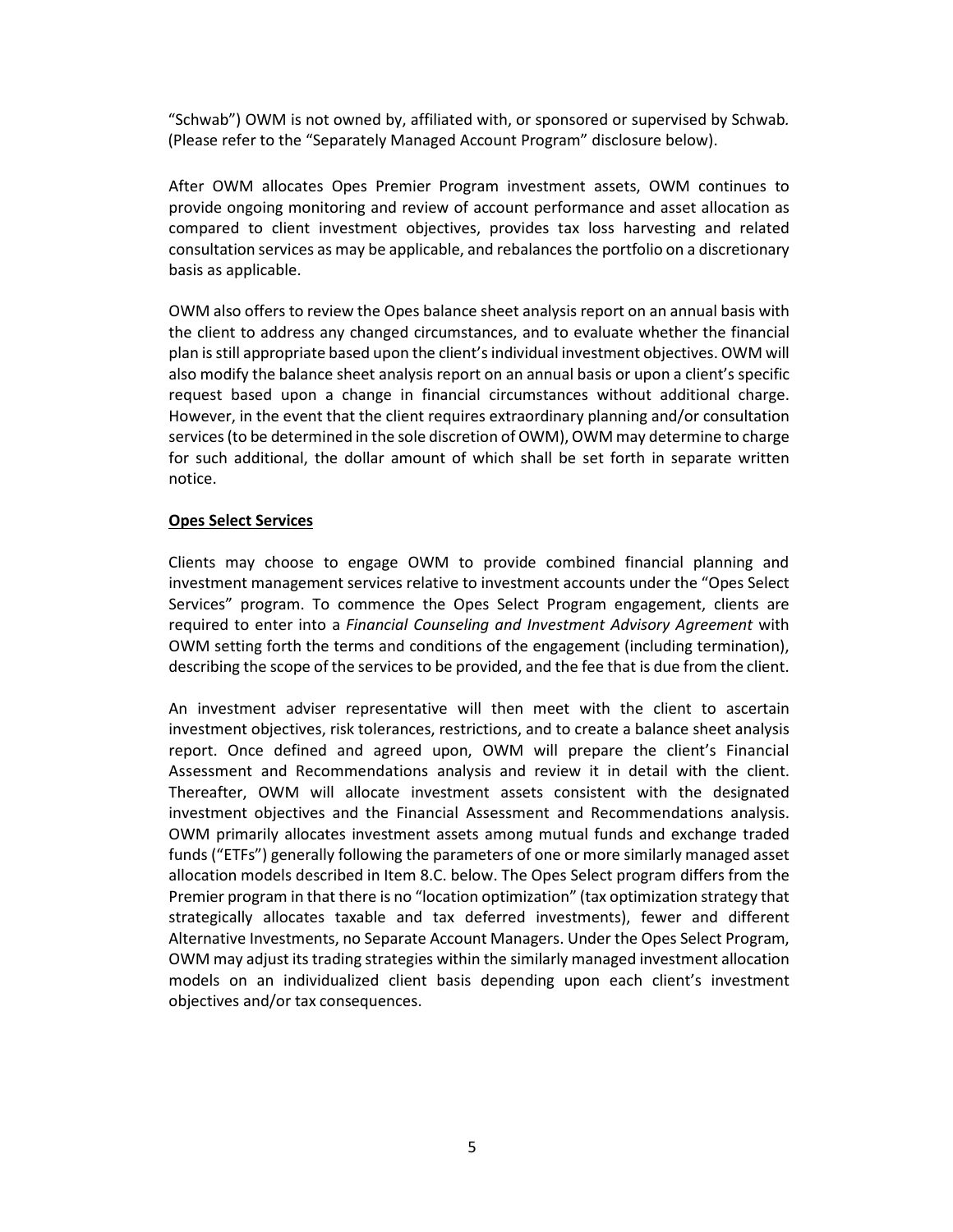"Schwab") OWM is not owned by, affiliated with, or sponsored or supervised by Schwab. (Please refer to the "Separately Managed Account Program" disclosure below).

After OWM allocates Opes Premier Program investment assets, OWM continues to provide ongoing monitoring and review of account performance and asset allocation as compared to client investment objectives, provides tax loss harvesting and related consultation services as may be applicable, and rebalances the portfolio on a discretionary basis as applicable.

OWM also offers to review the Opes balance sheet analysis report on an annual basis with the client to address any changed circumstances, and to evaluate whether the financial plan is still appropriate based upon the client's individual investment objectives. OWM will also modify the balance sheet analysis report on an annual basis or upon a client's specific request based upon a change in financial circumstances without additional charge. However, in the event that the client requires extraordinary planning and/or consultation services (to be determined in the sole discretion of OWM), OWM may determine to charge for such additional, the dollar amount of which shall be set forth in separate written notice.

**Opes Select Services**

Clients may choose to engage OWM to provide combined financial planning and investment management services relative to investment accounts under the "Opes Select Services" program. To commence the Opes Select Program engagement, clients are required to enter into a *Financial Counseling and Investment Advisory Agreement* with OWM setting forth the terms and conditions of the engagement (including termination), describing the scope of the services to be provided, and the fee that is due from the client.

An investment adviser representative will then meet with the client to ascertain investment objectives, risk tolerances, restrictions, and to create a balance sheet analysis report. Once defined and agreed upon, OWM will prepare the client's Financial Assessment and Recommendations analysis and review it in detail with the client. Thereafter, OWM will allocate investment assets consistent with the designated investment objectives and the Financial Assessment and Recommendations analysis. OWM primarily allocates investment assets among mutual funds and exchange traded funds ("ETFs") generally following the parameters of one or more similarly managed asset allocation models described in Item 8.C. below. The Opes Select program differs from the Premier program in that there is no "location optimization" (tax optimization strategy that strategically allocates taxable and tax deferred investments), fewer and different Alternative Investments, no Separate Account Managers. Under the Opes Select Program, OWM may adjust its trading strategies within the similarly managed investment allocation models on an individualized client basis depending upon each client's investment objectives and/or tax consequences.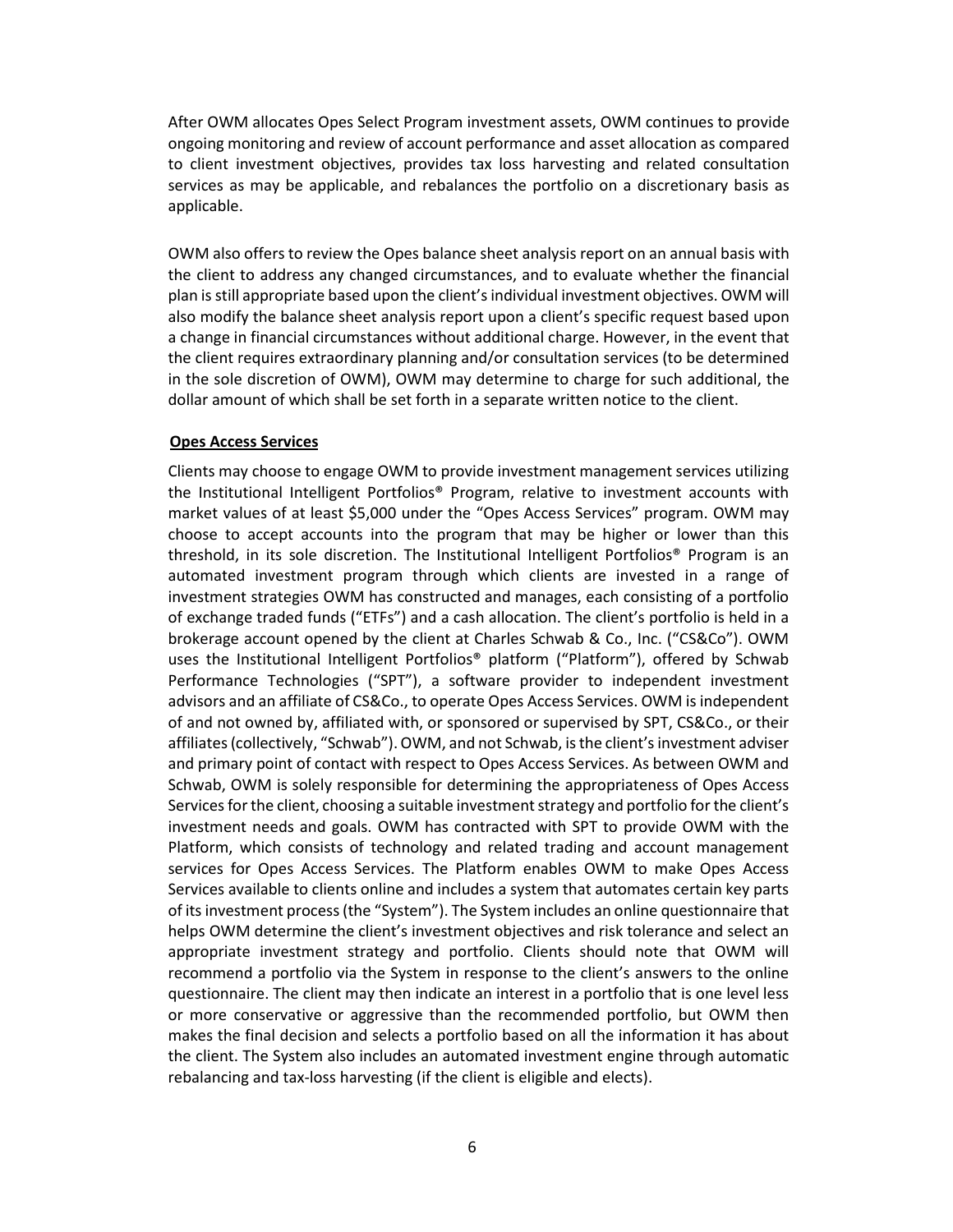After OWM allocates Opes Select Program investment assets, OWM continues to provide ongoing monitoring and review of account performance and asset allocation as compared to client investment objectives, provides tax loss harvesting and related consultation services as may be applicable, and rebalances the portfolio on a discretionary basis as applicable.

OWM also offers to review the Opes balance sheet analysis report on an annual basis with the client to address any changed circumstances, and to evaluate whether the financial plan is still appropriate based upon the client's individual investment objectives. OWM will also modify the balance sheet analysis report upon a client's specific request based upon a change in financial circumstances without additional charge. However, in the event that the client requires extraordinary planning and/or consultation services (to be determined in the sole discretion of OWM), OWM may determine to charge for such additional, the dollar amount of which shall be set forth in a separate written notice to the client.

**Opes Access Services**

Clients may choose to engage OWM to provide investment management services utilizing the Institutional Intelligent Portfolios® Program, relative to investment accounts with market values of at least $5,000 under the "Opes Access Services" program. OWM may choose to accept accounts into the program that may be higher or lower than this threshold, in its sole discretion. The Institutional Intelligent Portfolios® Program is an automated investment program through which clients are invested in a range of investment strategies OWM has constructed and manages, each consisting of a portfolio of exchange traded funds ("ETFs") and a cash allocation. The client's portfolio is held in a brokerage account opened by the client at Charles Schwab & Co., Inc. ("CS&Co"). OWM uses the Institutional Intelligent Portfolios® platform ("Platform"), offered by Schwab Performance Technologies ("SPT"), a software provider to independent investment advisors and an affiliate of CS&Co., to operate Opes Access Services. OWM is independent of and not owned by, affiliated with, or sponsored or supervised by SPT, CS&Co., or their affiliates (collectively, "Schwab"). OWM, and not Schwab, is the client's investment adviser and primary point of contact with respect to Opes Access Services. As between OWM and Schwab, OWM is solely responsible for determining the appropriateness of Opes Access Services for the client, choosing a suitable investment strategy and portfolio for the client's investment needs and goals. OWM has contracted with SPT to provide OWM with the Platform, which consists of technology and related trading and account management services for Opes Access Services. The Platform enables OWM to make Opes Access Services available to clients online and includes a system that automates certain key parts of its investment process (the "System"). The System includes an online questionnaire that helps OWM determine the client's investment objectives and risk tolerance and select an appropriate investment strategy and portfolio. Clients should note that OWM will recommend a portfolio via the System in response to the client's answers to the online questionnaire. The client may then indicate an interest in a portfolio that is one level less or more conservative or aggressive than the recommended portfolio, but OWM then makes the final decision and selects a portfolio based on all the information it has about the client. The System also includes an automated investment engine through automatic rebalancing and tax-loss harvesting (if the client is eligible and elects).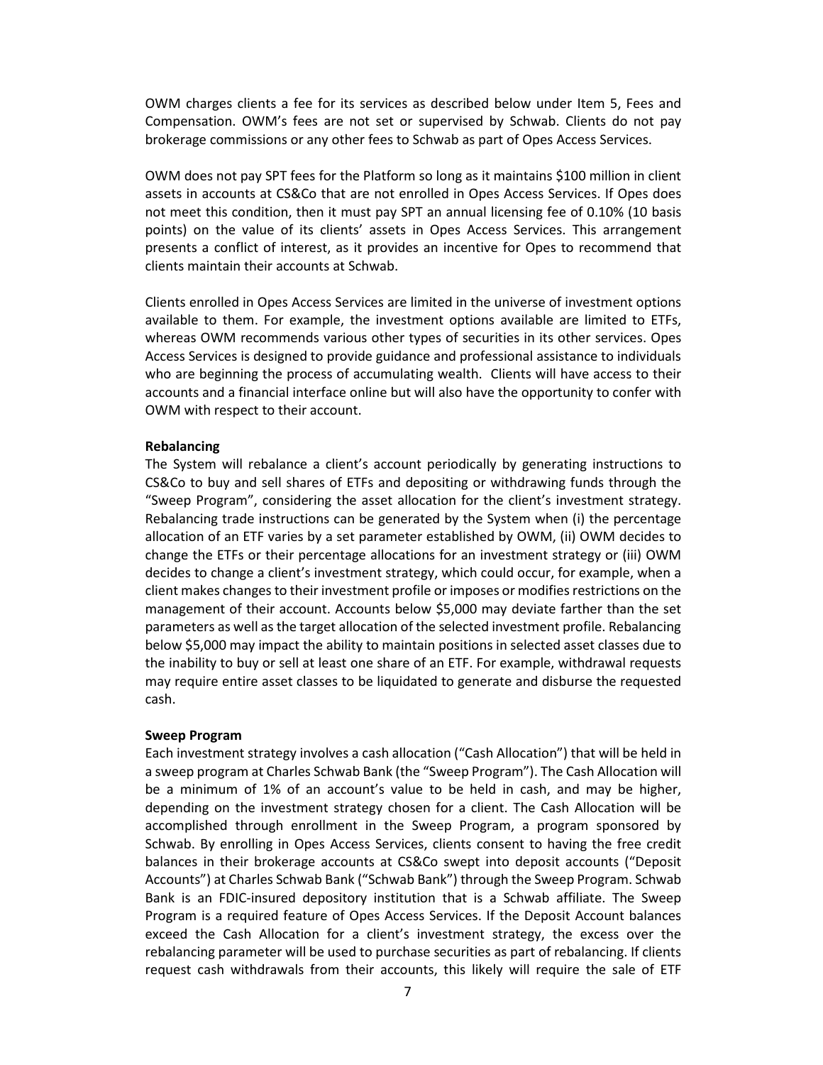OWM charges clients a fee for its services as described below under Item 5, Fees and Compensation. OWM's fees are not set or supervised by Schwab. Clients do not pay brokerage commissions or any other fees to Schwab as part of Opes Access Services.

OWM does not pay SPT fees for the Platform so long as it maintains $100 million in client assets in accounts at CS&Co that are not enrolled in Opes Access Services. If Opes does not meet this condition, then it must pay SPT an annual licensing fee of 0.10% (10 basis points) on the value of its clients' assets in Opes Access Services. This arrangement presents a conflict of interest, as it provides an incentive for Opes to recommend that clients maintain their accounts at Schwab.

Clients enrolled in Opes Access Services are limited in the universe of investment options available to them. For example, the investment options available are limited to ETFs, whereas OWM recommends various other types of securities in its other services. Opes Access Services is designed to provide guidance and professional assistance to individuals who are beginning the process of accumulating wealth. Clients will have access to their accounts and a financial interface online but will also have the opportunity to confer with OWM with respect to their account.

**Rebalancing**

The System will rebalance a client's account periodically by generating instructions to CS&Co to buy and sell shares of ETFs and depositing or withdrawing funds through the "Sweep Program", considering the asset allocation for the client's investment strategy. Rebalancing trade instructions can be generated by the System when (i) the percentage allocation of an ETF varies by a set parameter established by OWM, (ii) OWM decides to change the ETFs or their percentage allocations for an investment strategy or (iii) OWM decides to change a client's investment strategy, which could occur, for example, when a client makes changes to their investment profile or imposes or modifies restrictions on the management of their account. Accounts below $5,000 may deviate farther than the set parameters as well as the target allocation of the selected investment profile. Rebalancing below $5,000 may impact the ability to maintain positions in selected asset classes due to the inability to buy or sell at least one share of an ETF. For example, withdrawal requests may require entire asset classes to be liquidated to generate and disburse the requested cash.

**Sweep Program**

Each investment strategy involves a cash allocation ("Cash Allocation") that will be held in a sweep program at Charles Schwab Bank (the "Sweep Program"). The Cash Allocation will be a minimum of 1% of an account's value to be held in cash, and may be higher, depending on the investment strategy chosen for a client. The Cash Allocation will be accomplished through enrollment in the Sweep Program, a program sponsored by Schwab. By enrolling in Opes Access Services, clients consent to having the free credit balances in their brokerage accounts at CS&Co swept into deposit accounts ("Deposit Accounts") at Charles Schwab Bank ("Schwab Bank") through the Sweep Program. Schwab Bank is an FDIC-insured depository institution that is a Schwab affiliate. The Sweep Program is a required feature of Opes Access Services. If the Deposit Account balances exceed the Cash Allocation for a client's investment strategy, the excess over the rebalancing parameter will be used to purchase securities as part of rebalancing. If clients request cash withdrawals from their accounts, this likely will require the sale of ETF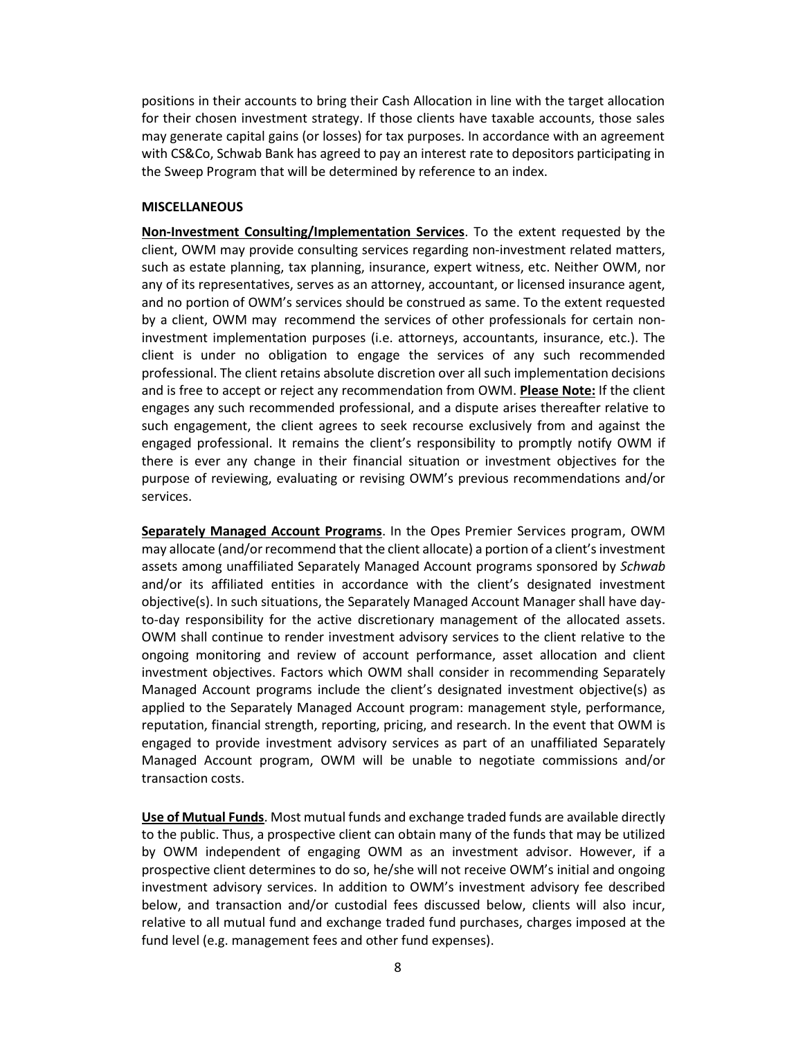positions in their accounts to bring their Cash Allocation in line with the target allocation for their chosen investment strategy. If those clients have taxable accounts, those sales may generate capital gains (or losses) for tax purposes. In accordance with an agreement with CS&Co, Schwab Bank has agreed to pay an interest rate to depositors participating in the Sweep Program that will be determined by reference to an index.

**MISCELLANEOUS**

**Non-Investment Consulting/Implementation Services**. To the extent requested by the client, OWM may provide consulting services regarding non-investment related matters, such as estate planning, tax planning, insurance, expert witness, etc. Neither OWM, nor any of its representatives, serves as an attorney, accountant, or licensed insurance agent, and no portion of OWM's services should be construed as same. To the extent requested by a client, OWM may recommend the services of other professionals for certain non-investment implementation purposes (i.e. attorneys, accountants, insurance, etc.). The client is under no obligation to engage the services of any such recommended professional. The client retains absolute discretion over all such implementation decisions and is free to accept or reject any recommendation from OWM. **Please Note:** If the client engages any such recommended professional, and a dispute arises thereafter relative to such engagement, the client agrees to seek recourse exclusively from and against the engaged professional. It remains the client's responsibility to promptly notify OWM if there is ever any change in their financial situation or investment objectives for the purpose of reviewing, evaluating or revising OWM's previous recommendations and/or services.

**Separately Managed Account Programs**. In the Opes Premier Services program, OWM may allocate (and/or recommend that the client allocate) a portion of a client's investment assets among unaffiliated Separately Managed Account programs sponsored by *Schwab* and/or its affiliated entities in accordance with the client's designated investment objective(s). In such situations, the Separately Managed Account Manager shall have day-to-day responsibility for the active discretionary management of the allocated assets. OWM shall continue to render investment advisory services to the client relative to the ongoing monitoring and review of account performance, asset allocation and client investment objectives. Factors which OWM shall consider in recommending Separately Managed Account programs include the client's designated investment objective(s) as applied to the Separately Managed Account program: management style, performance, reputation, financial strength, reporting, pricing, and research. In the event that OWM is engaged to provide investment advisory services as part of an unaffiliated Separately Managed Account program, OWM will be unable to negotiate commissions and/or transaction costs.

**Use of Mutual Funds**. Most mutual funds and exchange traded funds are available directly to the public. Thus, a prospective client can obtain many of the funds that may be utilized by OWM independent of engaging OWM as an investment advisor. However, if a prospective client determines to do so, he/she will not receive OWM's initial and ongoing investment advisory services. In addition to OWM's investment advisory fee described below, and transaction and/or custodial fees discussed below, clients will also incur, relative to all mutual fund and exchange traded fund purchases, charges imposed at the fund level (e.g. management fees and other fund expenses).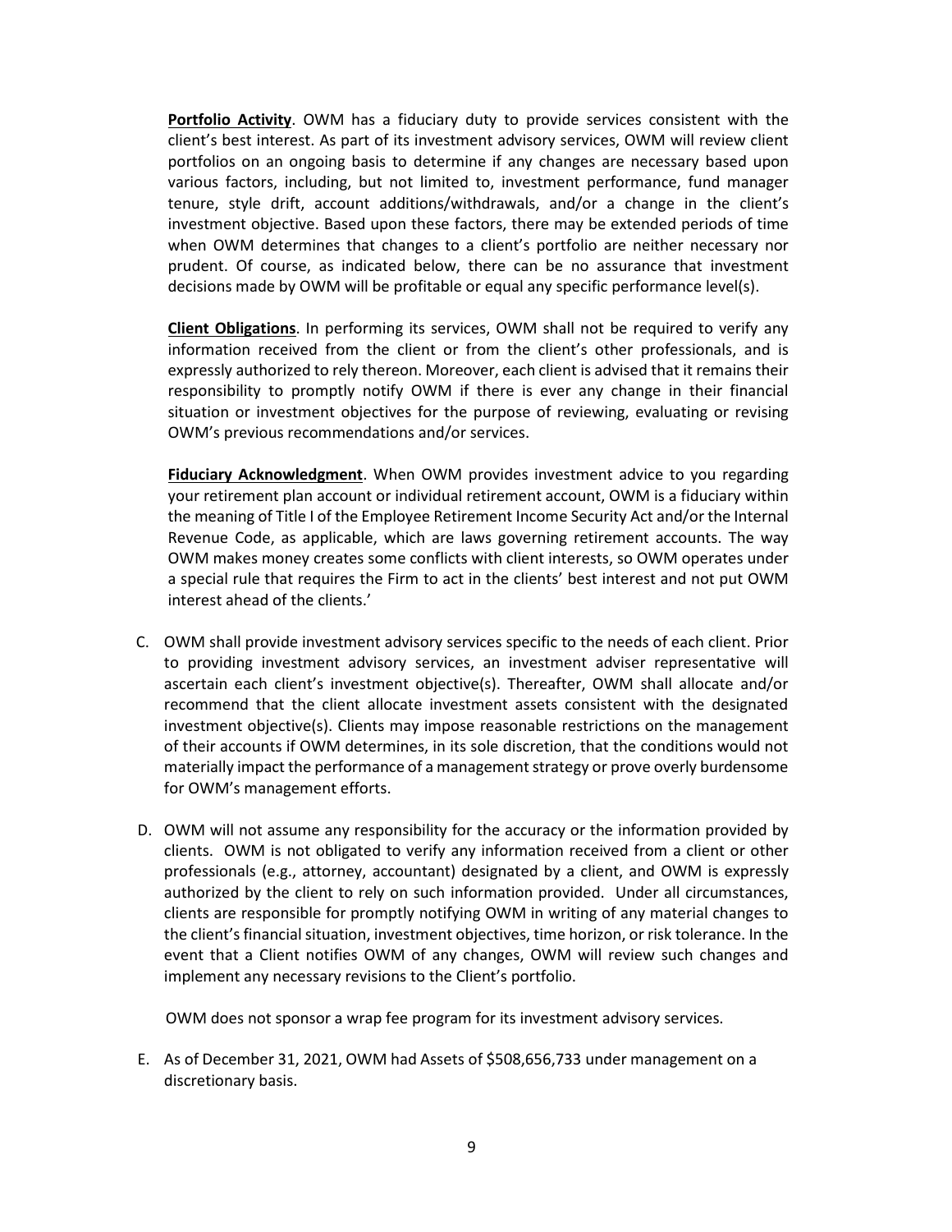**Portfolio Activity**. OWM has a fiduciary duty to provide services consistent with the client's best interest. As part of its investment advisory services, OWM will review client portfolios on an ongoing basis to determine if any changes are necessary based upon various factors, including, but not limited to, investment performance, fund manager tenure, style drift, account additions/withdrawals, and/or a change in the client's investment objective. Based upon these factors, there may be extended periods of time when OWM determines that changes to a client's portfolio are neither necessary nor prudent. Of course, as indicated below, there can be no assurance that investment decisions made by OWM will be profitable or equal any specific performance level(s).

**Client Obligations**. In performing its services, OWM shall not be required to verify any information received from the client or from the client's other professionals, and is expressly authorized to rely thereon. Moreover, each client is advised that it remains their responsibility to promptly notify OWM if there is ever any change in their financial situation or investment objectives for the purpose of reviewing, evaluating or revising OWM's previous recommendations and/or services.

**Fiduciary Acknowledgment**. When OWM provides investment advice to you regarding your retirement plan account or individual retirement account, OWM is a fiduciary within the meaning of Title I of the Employee Retirement Income Security Act and/or the Internal Revenue Code, as applicable, which are laws governing retirement accounts. The way OWM makes money creates some conflicts with client interests, so OWM operates under a special rule that requires the Firm to act in the clients' best interest and not put OWM interest ahead of the clients.'

C. OWM shall provide investment advisory services specific to the needs of each client. Prior to providing investment advisory services, an investment adviser representative will ascertain each client's investment objective(s). Thereafter, OWM shall allocate and/or recommend that the client allocate investment assets consistent with the designated investment objective(s). Clients may impose reasonable restrictions on the management of their accounts if OWM determines, in its sole discretion, that the conditions would not materially impact the performance of a management strategy or prove overly burdensome for OWM's management efforts.

D. OWM will not assume any responsibility for the accuracy or the information provided by clients. OWM is not obligated to verify any information received from a client or other professionals (e.g., attorney, accountant) designated by a client, and OWM is expressly authorized by the client to rely on such information provided. Under all circumstances, clients are responsible for promptly notifying OWM in writing of any material changes to the client's financial situation, investment objectives, time horizon, or risk tolerance. In the event that a Client notifies OWM of any changes, OWM will review such changes and implement any necessary revisions to the Client's portfolio.

   OWM does not sponsor a wrap fee program for its investment advisory services.

E. As of December 31, 2021, OWM had Assets of $508,656,733 under management on a discretionary basis.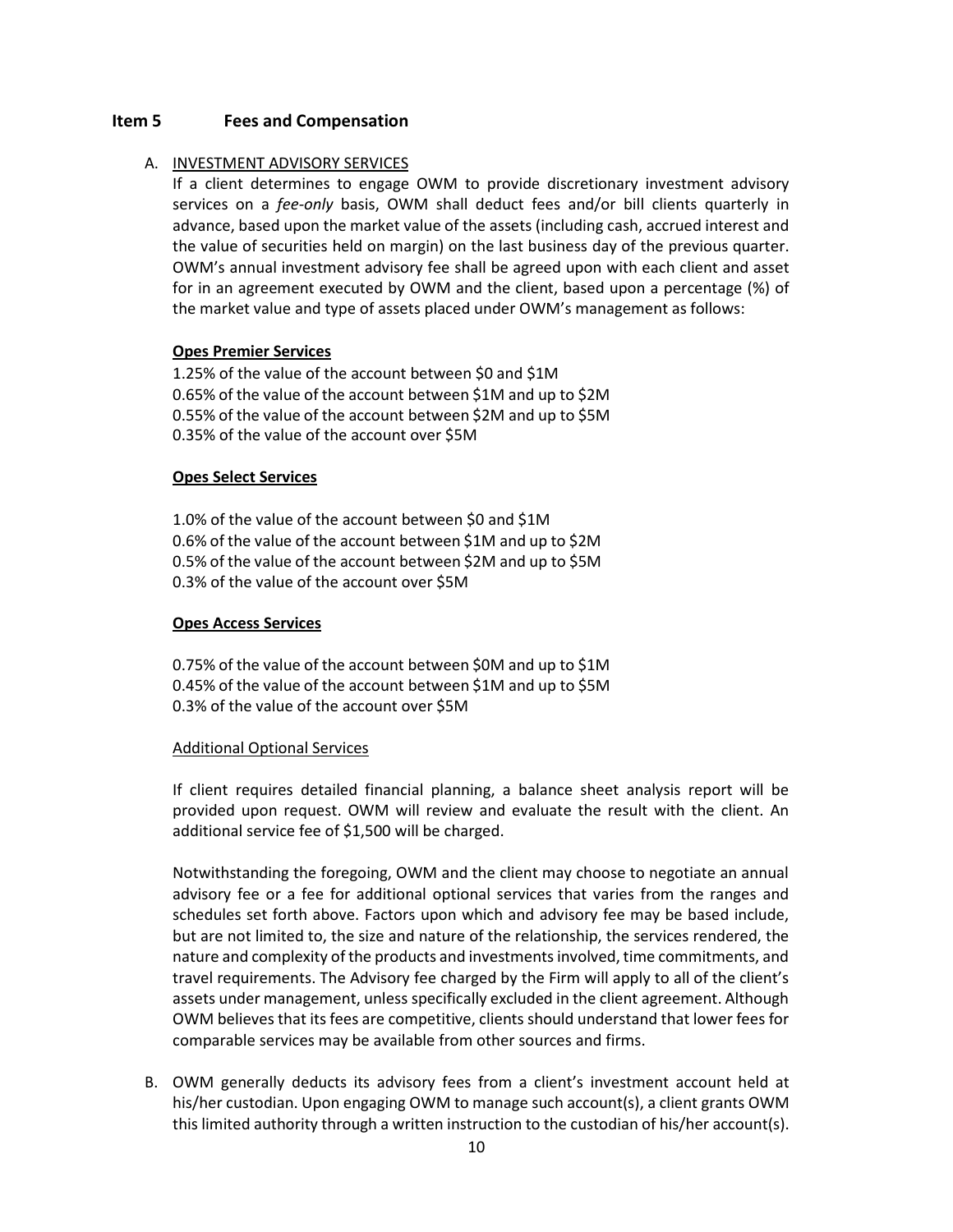## Item 5 Fees and Compensation

A. <u>INVESTMENT ADVISORY SERVICES</u>

If a client determines to engage OWM to provide discretionary investment advisory services on a *fee-only* basis, OWM shall deduct fees and/or bill clients quarterly in advance, based upon the market value of the assets (including cash, accrued interest and the value of securities held on margin) on the last business day of the previous quarter. OWM's annual investment advisory fee shall be agreed upon with each client and asset for in an agreement executed by OWM and the client, based upon a percentage (%) of the market value and type of assets placed under OWM's management as follows:

**<u>Opes Premier Services</u>**

1.25% of the value of the account between $0 and $1M
0.65% of the value of the account between $1M and up to $2M
0.55% of the value of the account between $2M and up to $5M
0.35% of the value of the account over $5M

**<u>Opes Select Services</u>**

1.0% of the value of the account between $0 and $1M
0.6% of the value of the account between $1M and up to $2M
0.5% of the value of the account between $2M and up to $5M
0.3% of the value of the account over $5M

**<u>Opes Access Services</u>**

0.75% of the value of the account between $0M and up to $1M
0.45% of the value of the account between $1M and up to $5M
0.3% of the value of the account over $5M

<u>Additional Optional Services</u>

If client requires detailed financial planning, a balance sheet analysis report will be provided upon request. OWM will review and evaluate the result with the client. An additional service fee of $1,500 will be charged.

Notwithstanding the foregoing, OWM and the client may choose to negotiate an annual advisory fee or a fee for additional optional services that varies from the ranges and schedules set forth above. Factors upon which and advisory fee may be based include, but are not limited to, the size and nature of the relationship, the services rendered, the nature and complexity of the products and investments involved, time commitments, and travel requirements. The Advisory fee charged by the Firm will apply to all of the client's assets under management, unless specifically excluded in the client agreement. Although OWM believes that its fees are competitive, clients should understand that lower fees for comparable services may be available from other sources and firms.

B. OWM generally deducts its advisory fees from a client's investment account held at his/her custodian. Upon engaging OWM to manage such account(s), a client grants OWM this limited authority through a written instruction to the custodian of his/her account(s).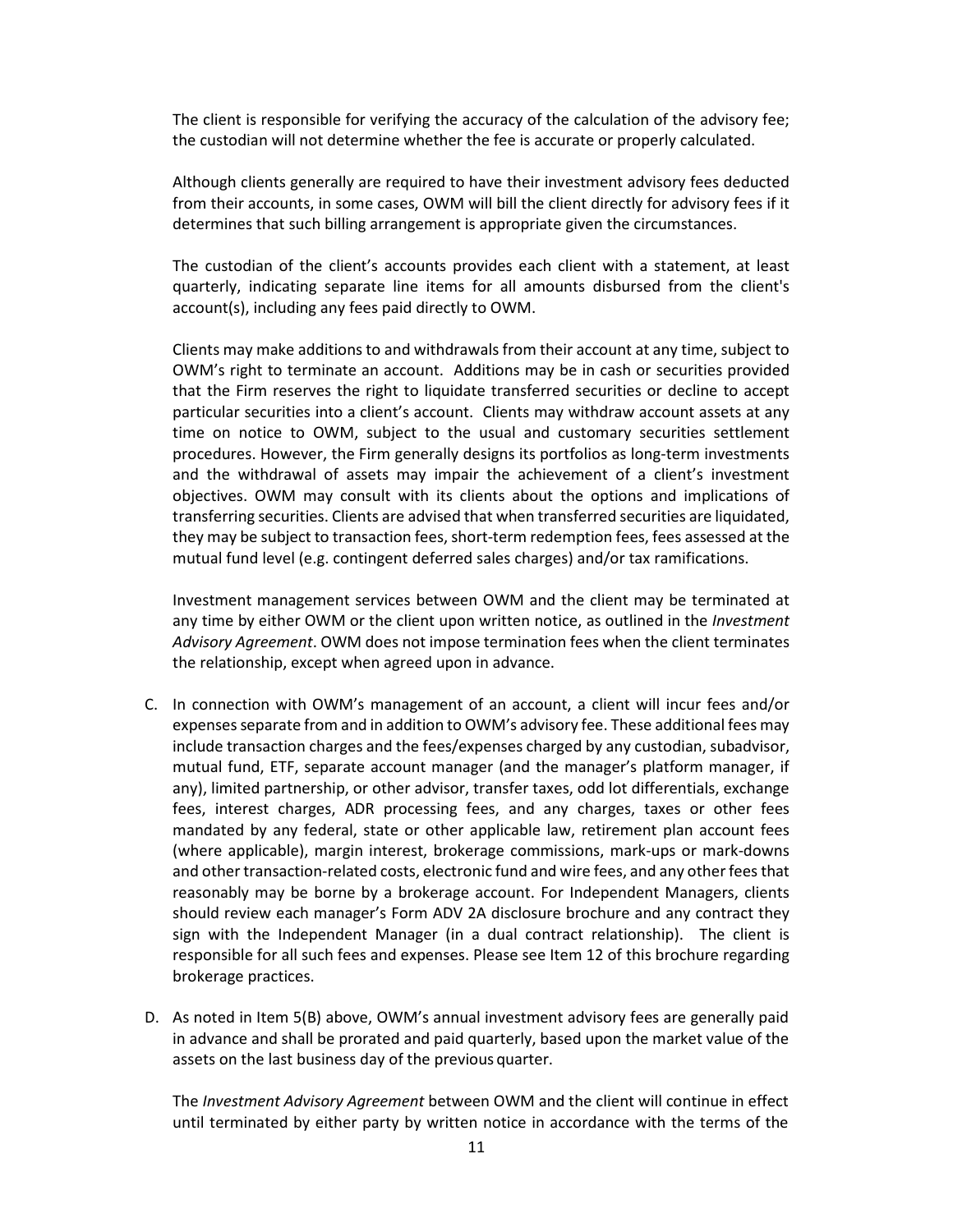The client is responsible for verifying the accuracy of the calculation of the advisory fee; the custodian will not determine whether the fee is accurate or properly calculated.

Although clients generally are required to have their investment advisory fees deducted from their accounts, in some cases, OWM will bill the client directly for advisory fees if it determines that such billing arrangement is appropriate given the circumstances.

The custodian of the client's accounts provides each client with a statement, at least quarterly, indicating separate line items for all amounts disbursed from the client's account(s), including any fees paid directly to OWM.

Clients may make additions to and withdrawals from their account at any time, subject to OWM's right to terminate an account. Additions may be in cash or securities provided that the Firm reserves the right to liquidate transferred securities or decline to accept particular securities into a client's account. Clients may withdraw account assets at any time on notice to OWM, subject to the usual and customary securities settlement procedures. However, the Firm generally designs its portfolios as long-term investments and the withdrawal of assets may impair the achievement of a client's investment objectives. OWM may consult with its clients about the options and implications of transferring securities. Clients are advised that when transferred securities are liquidated, they may be subject to transaction fees, short-term redemption fees, fees assessed at the mutual fund level (e.g. contingent deferred sales charges) and/or tax ramifications.

Investment management services between OWM and the client may be terminated at any time by either OWM or the client upon written notice, as outlined in the *Investment Advisory Agreement*. OWM does not impose termination fees when the client terminates the relationship, except when agreed upon in advance.

C. In connection with OWM's management of an account, a client will incur fees and/or expenses separate from and in addition to OWM's advisory fee. These additional fees may include transaction charges and the fees/expenses charged by any custodian, subadvisor, mutual fund, ETF, separate account manager (and the manager's platform manager, if any), limited partnership, or other advisor, transfer taxes, odd lot differentials, exchange fees, interest charges, ADR processing fees, and any charges, taxes or other fees mandated by any federal, state or other applicable law, retirement plan account fees (where applicable), margin interest, brokerage commissions, mark-ups or mark-downs and other transaction-related costs, electronic fund and wire fees, and any other fees that reasonably may be borne by a brokerage account. For Independent Managers, clients should review each manager's Form ADV 2A disclosure brochure and any contract they sign with the Independent Manager (in a dual contract relationship). The client is responsible for all such fees and expenses. Please see Item 12 of this brochure regarding brokerage practices.

D. As noted in Item 5(B) above, OWM's annual investment advisory fees are generally paid in advance and shall be prorated and paid quarterly, based upon the market value of the assets on the last business day of the previous quarter.

The *Investment Advisory Agreement* between OWM and the client will continue in effect until terminated by either party by written notice in accordance with the terms of the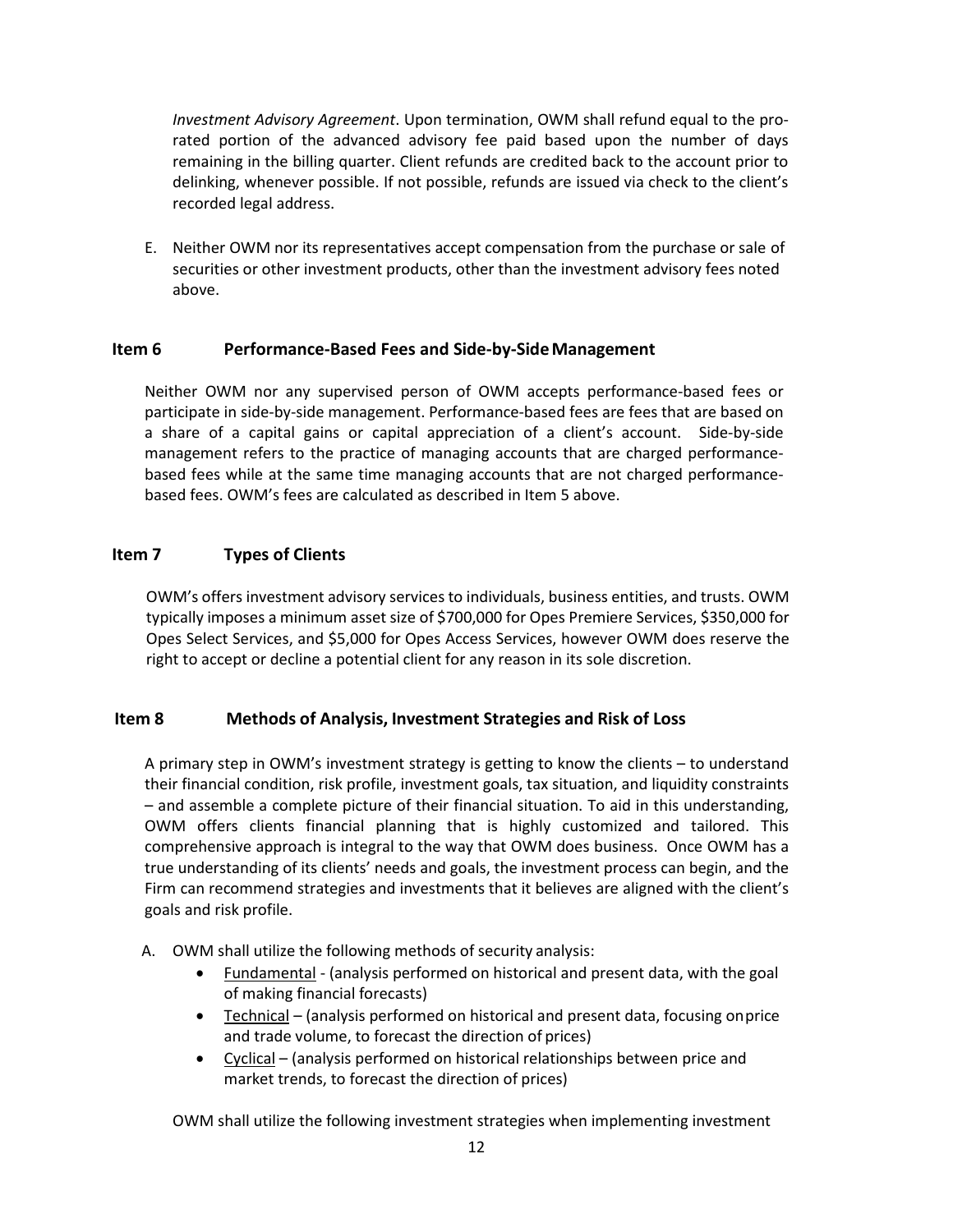*Investment Advisory Agreement*. Upon termination, OWM shall refund equal to the pro-rated portion of the advanced advisory fee paid based upon the number of days remaining in the billing quarter. Client refunds are credited back to the account prior to delinking, whenever possible. If not possible, refunds are issued via check to the client's recorded legal address.

E. Neither OWM nor its representatives accept compensation from the purchase or sale of securities or other investment products, other than the investment advisory fees noted above.

## Item 6 Performance-Based Fees and Side-by-Side Management

Neither OWM nor any supervised person of OWM accepts performance-based fees or participate in side-by-side management. Performance-based fees are fees that are based on a share of a capital gains or capital appreciation of a client's account. Side-by-side management refers to the practice of managing accounts that are charged performance-based fees while at the same time managing accounts that are not charged performance-based fees. OWM's fees are calculated as described in Item 5 above.

## Item 7 Types of Clients

OWM's offers investment advisory services to individuals, business entities, and trusts. OWM typically imposes a minimum asset size of $700,000 for Opes Premiere Services, $350,000 for Opes Select Services, and $5,000 for Opes Access Services, however OWM does reserve the right to accept or decline a potential client for any reason in its sole discretion.

## Item 8 Methods of Analysis, Investment Strategies and Risk of Loss

A primary step in OWM's investment strategy is getting to know the clients – to understand their financial condition, risk profile, investment goals, tax situation, and liquidity constraints – and assemble a complete picture of their financial situation. To aid in this understanding, OWM offers clients financial planning that is highly customized and tailored. This comprehensive approach is integral to the way that OWM does business. Once OWM has a true understanding of its clients' needs and goals, the investment process can begin, and the Firm can recommend strategies and investments that it believes are aligned with the client's goals and risk profile.

A. OWM shall utilize the following methods of security analysis:
   - <u>Fundamental</u> - (analysis performed on historical and present data, with the goal of making financial forecasts)
   - <u>Technical</u> – (analysis performed on historical and present data, focusing on price and trade volume, to forecast the direction of prices)
   - <u>Cyclical</u> – (analysis performed on historical relationships between price and market trends, to forecast the direction of prices)

OWM shall utilize the following investment strategies when implementing investment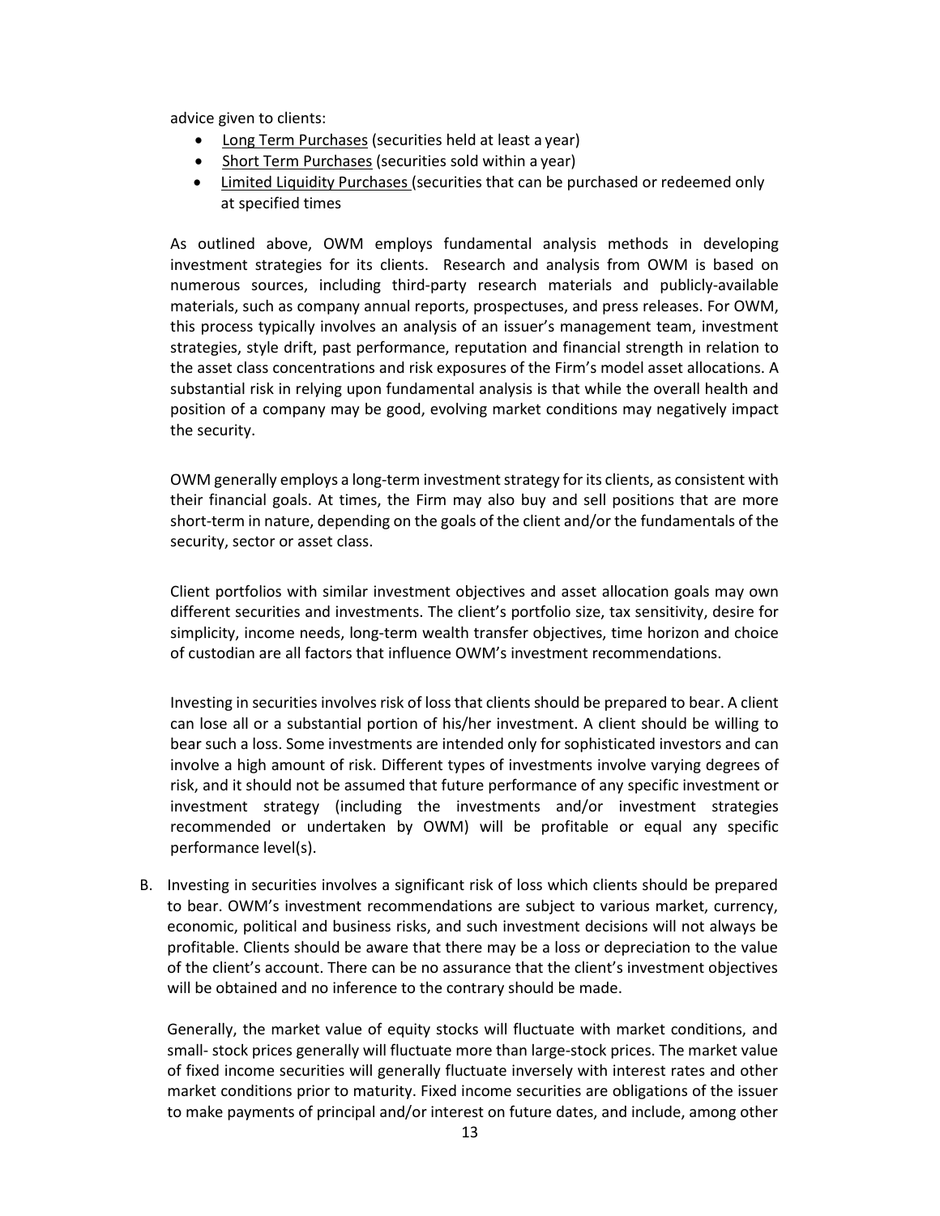advice given to clients:

- Long Term Purchases (securities held at least a year)
- Short Term Purchases (securities sold within a year)
- Limited Liquidity Purchases (securities that can be purchased or redeemed only at specified times

As outlined above, OWM employs fundamental analysis methods in developing investment strategies for its clients. Research and analysis from OWM is based on numerous sources, including third-party research materials and publicly-available materials, such as company annual reports, prospectuses, and press releases. For OWM, this process typically involves an analysis of an issuer's management team, investment strategies, style drift, past performance, reputation and financial strength in relation to the asset class concentrations and risk exposures of the Firm's model asset allocations. A substantial risk in relying upon fundamental analysis is that while the overall health and position of a company may be good, evolving market conditions may negatively impact the security.

OWM generally employs a long-term investment strategy for its clients, as consistent with their financial goals. At times, the Firm may also buy and sell positions that are more short-term in nature, depending on the goals of the client and/or the fundamentals of the security, sector or asset class.

Client portfolios with similar investment objectives and asset allocation goals may own different securities and investments. The client's portfolio size, tax sensitivity, desire for simplicity, income needs, long-term wealth transfer objectives, time horizon and choice of custodian are all factors that influence OWM's investment recommendations.

Investing in securities involves risk of loss that clients should be prepared to bear. A client can lose all or a substantial portion of his/her investment. A client should be willing to bear such a loss. Some investments are intended only for sophisticated investors and can involve a high amount of risk. Different types of investments involve varying degrees of risk, and it should not be assumed that future performance of any specific investment or investment strategy (including the investments and/or investment strategies recommended or undertaken by OWM) will be profitable or equal any specific performance level(s).

B. Investing in securities involves a significant risk of loss which clients should be prepared to bear. OWM's investment recommendations are subject to various market, currency, economic, political and business risks, and such investment decisions will not always be profitable. Clients should be aware that there may be a loss or depreciation to the value of the client's account. There can be no assurance that the client's investment objectives will be obtained and no inference to the contrary should be made.

Generally, the market value of equity stocks will fluctuate with market conditions, and small- stock prices generally will fluctuate more than large-stock prices. The market value of fixed income securities will generally fluctuate inversely with interest rates and other market conditions prior to maturity. Fixed income securities are obligations of the issuer to make payments of principal and/or interest on future dates, and include, among other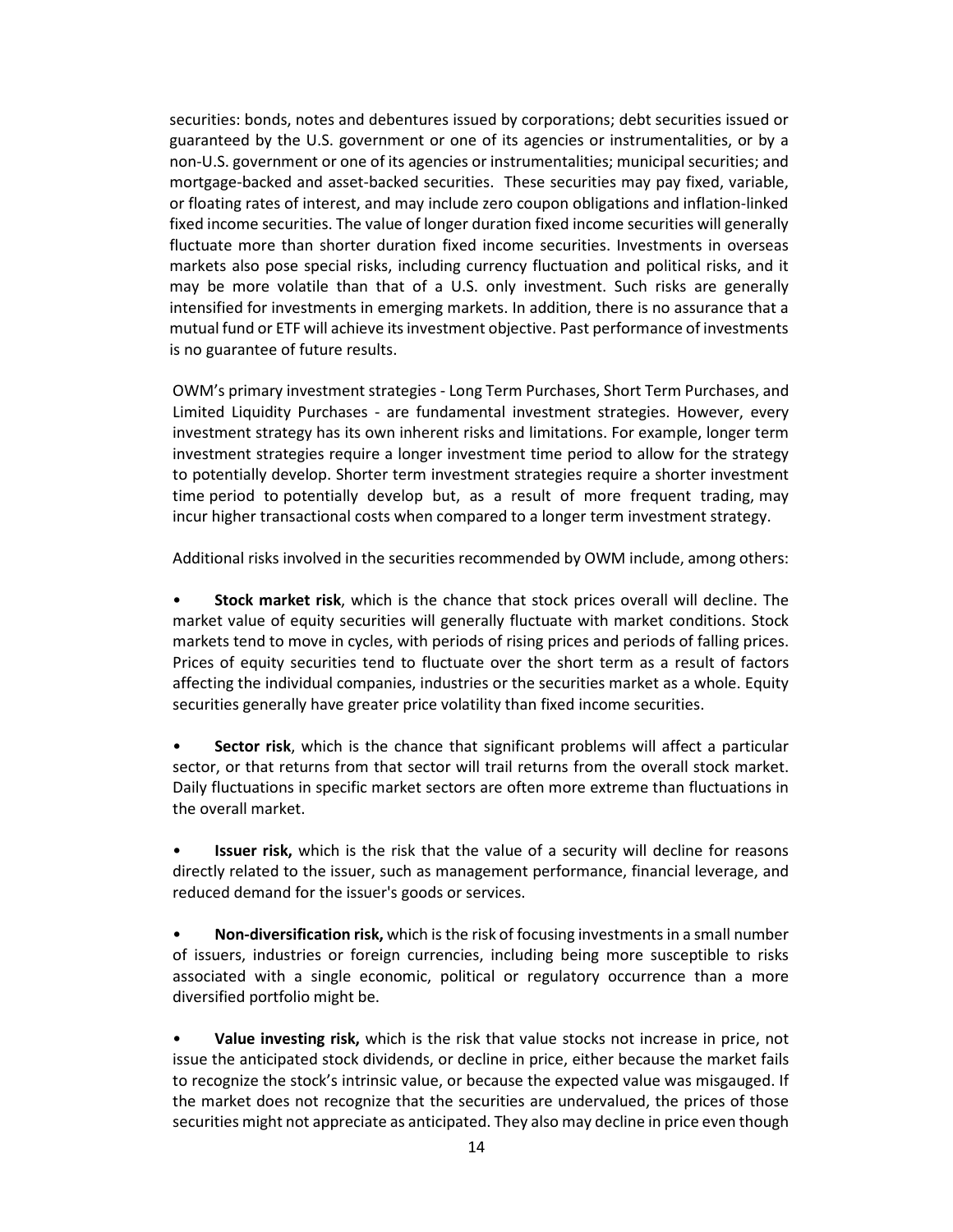securities: bonds, notes and debentures issued by corporations; debt securities issued or guaranteed by the U.S. government or one of its agencies or instrumentalities, or by a non-U.S. government or one of its agencies or instrumentalities; municipal securities; and mortgage-backed and asset-backed securities. These securities may pay fixed, variable, or floating rates of interest, and may include zero coupon obligations and inflation-linked fixed income securities. The value of longer duration fixed income securities will generally fluctuate more than shorter duration fixed income securities. Investments in overseas markets also pose special risks, including currency fluctuation and political risks, and it may be more volatile than that of a U.S. only investment. Such risks are generally intensified for investments in emerging markets. In addition, there is no assurance that a mutual fund or ETF will achieve its investment objective. Past performance of investments is no guarantee of future results.

OWM's primary investment strategies - Long Term Purchases, Short Term Purchases, and Limited Liquidity Purchases - are fundamental investment strategies. However, every investment strategy has its own inherent risks and limitations. For example, longer term investment strategies require a longer investment time period to allow for the strategy to potentially develop. Shorter term investment strategies require a shorter investment time period to potentially develop but, as a result of more frequent trading, may incur higher transactional costs when compared to a longer term investment strategy.

Additional risks involved in the securities recommended by OWM include, among others:

- **Stock market risk**, which is the chance that stock prices overall will decline. The market value of equity securities will generally fluctuate with market conditions. Stock markets tend to move in cycles, with periods of rising prices and periods of falling prices. Prices of equity securities tend to fluctuate over the short term as a result of factors affecting the individual companies, industries or the securities market as a whole. Equity securities generally have greater price volatility than fixed income securities.

- **Sector risk**, which is the chance that significant problems will affect a particular sector, or that returns from that sector will trail returns from the overall stock market. Daily fluctuations in specific market sectors are often more extreme than fluctuations in the overall market.

- **Issuer risk,** which is the risk that the value of a security will decline for reasons directly related to the issuer, such as management performance, financial leverage, and reduced demand for the issuer's goods or services.

- **Non-diversification risk,** which is the risk of focusing investments in a small number of issuers, industries or foreign currencies, including being more susceptible to risks associated with a single economic, political or regulatory occurrence than a more diversified portfolio might be.

- **Value investing risk,** which is the risk that value stocks not increase in price, not issue the anticipated stock dividends, or decline in price, either because the market fails to recognize the stock's intrinsic value, or because the expected value was misgauged. If the market does not recognize that the securities are undervalued, the prices of those securities might not appreciate as anticipated. They also may decline in price even though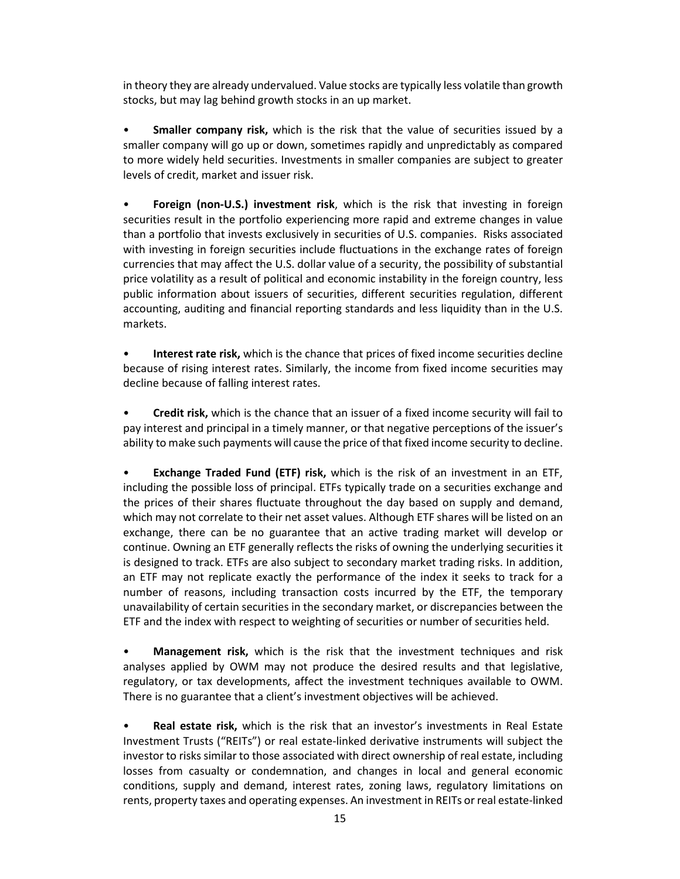in theory they are already undervalued. Value stocks are typically less volatile than growth stocks, but may lag behind growth stocks in an up market.

- **Smaller company risk,** which is the risk that the value of securities issued by a smaller company will go up or down, sometimes rapidly and unpredictably as compared to more widely held securities. Investments in smaller companies are subject to greater levels of credit, market and issuer risk.

- **Foreign (non-U.S.) investment risk**, which is the risk that investing in foreign securities result in the portfolio experiencing more rapid and extreme changes in value than a portfolio that invests exclusively in securities of U.S. companies. Risks associated with investing in foreign securities include fluctuations in the exchange rates of foreign currencies that may affect the U.S. dollar value of a security, the possibility of substantial price volatility as a result of political and economic instability in the foreign country, less public information about issuers of securities, different securities regulation, different accounting, auditing and financial reporting standards and less liquidity than in the U.S. markets.

- **Interest rate risk,** which is the chance that prices of fixed income securities decline because of rising interest rates. Similarly, the income from fixed income securities may decline because of falling interest rates.

- **Credit risk,** which is the chance that an issuer of a fixed income security will fail to pay interest and principal in a timely manner, or that negative perceptions of the issuer's ability to make such payments will cause the price of that fixed income security to decline.

- **Exchange Traded Fund (ETF) risk,** which is the risk of an investment in an ETF, including the possible loss of principal. ETFs typically trade on a securities exchange and the prices of their shares fluctuate throughout the day based on supply and demand, which may not correlate to their net asset values. Although ETF shares will be listed on an exchange, there can be no guarantee that an active trading market will develop or continue. Owning an ETF generally reflects the risks of owning the underlying securities it is designed to track. ETFs are also subject to secondary market trading risks. In addition, an ETF may not replicate exactly the performance of the index it seeks to track for a number of reasons, including transaction costs incurred by the ETF, the temporary unavailability of certain securities in the secondary market, or discrepancies between the ETF and the index with respect to weighting of securities or number of securities held.

- **Management risk,** which is the risk that the investment techniques and risk analyses applied by OWM may not produce the desired results and that legislative, regulatory, or tax developments, affect the investment techniques available to OWM. There is no guarantee that a client's investment objectives will be achieved.

- **Real estate risk,** which is the risk that an investor's investments in Real Estate Investment Trusts ("REITs") or real estate-linked derivative instruments will subject the investor to risks similar to those associated with direct ownership of real estate, including losses from casualty or condemnation, and changes in local and general economic conditions, supply and demand, interest rates, zoning laws, regulatory limitations on rents, property taxes and operating expenses. An investment in REITs or real estate-linked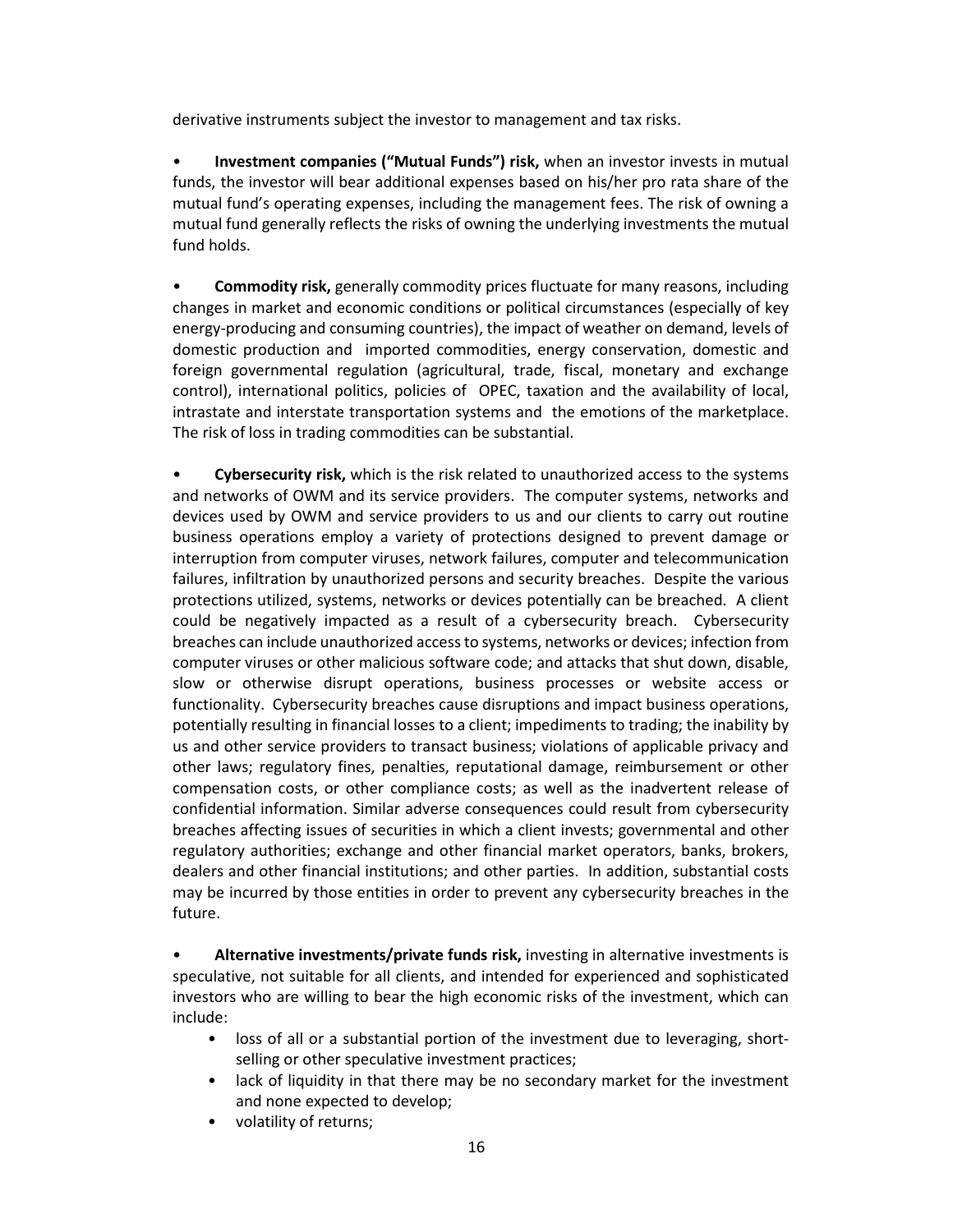derivative instruments subject the investor to management and tax risks.

- **Investment companies ("Mutual Funds") risk,** when an investor invests in mutual funds, the investor will bear additional expenses based on his/her pro rata share of the mutual fund's operating expenses, including the management fees. The risk of owning a mutual fund generally reflects the risks of owning the underlying investments the mutual fund holds.

- **Commodity risk,** generally commodity prices fluctuate for many reasons, including changes in market and economic conditions or political circumstances (especially of key energy-producing and consuming countries), the impact of weather on demand, levels of domestic production and imported commodities, energy conservation, domestic and foreign governmental regulation (agricultural, trade, fiscal, monetary and exchange control), international politics, policies of OPEC, taxation and the availability of local, intrastate and interstate transportation systems and the emotions of the marketplace. The risk of loss in trading commodities can be substantial.

- **Cybersecurity risk,** which is the risk related to unauthorized access to the systems and networks of OWM and its service providers. The computer systems, networks and devices used by OWM and service providers to us and our clients to carry out routine business operations employ a variety of protections designed to prevent damage or interruption from computer viruses, network failures, computer and telecommunication failures, infiltration by unauthorized persons and security breaches. Despite the various protections utilized, systems, networks or devices potentially can be breached. A client could be negatively impacted as a result of a cybersecurity breach. Cybersecurity breaches can include unauthorized access to systems, networks or devices; infection from computer viruses or other malicious software code; and attacks that shut down, disable, slow or otherwise disrupt operations, business processes or website access or functionality. Cybersecurity breaches cause disruptions and impact business operations, potentially resulting in financial losses to a client; impediments to trading; the inability by us and other service providers to transact business; violations of applicable privacy and other laws; regulatory fines, penalties, reputational damage, reimbursement or other compensation costs, or other compliance costs; as well as the inadvertent release of confidential information. Similar adverse consequences could result from cybersecurity breaches affecting issues of securities in which a client invests; governmental and other regulatory authorities; exchange and other financial market operators, banks, brokers, dealers and other financial institutions; and other parties. In addition, substantial costs may be incurred by those entities in order to prevent any cybersecurity breaches in the future.

- **Alternative investments/private funds risk,** investing in alternative investments is speculative, not suitable for all clients, and intended for experienced and sophisticated investors who are willing to bear the high economic risks of the investment, which can include:
  - loss of all or a substantial portion of the investment due to leveraging, short-selling or other speculative investment practices;
  - lack of liquidity in that there may be no secondary market for the investment and none expected to develop;
  - volatility of returns;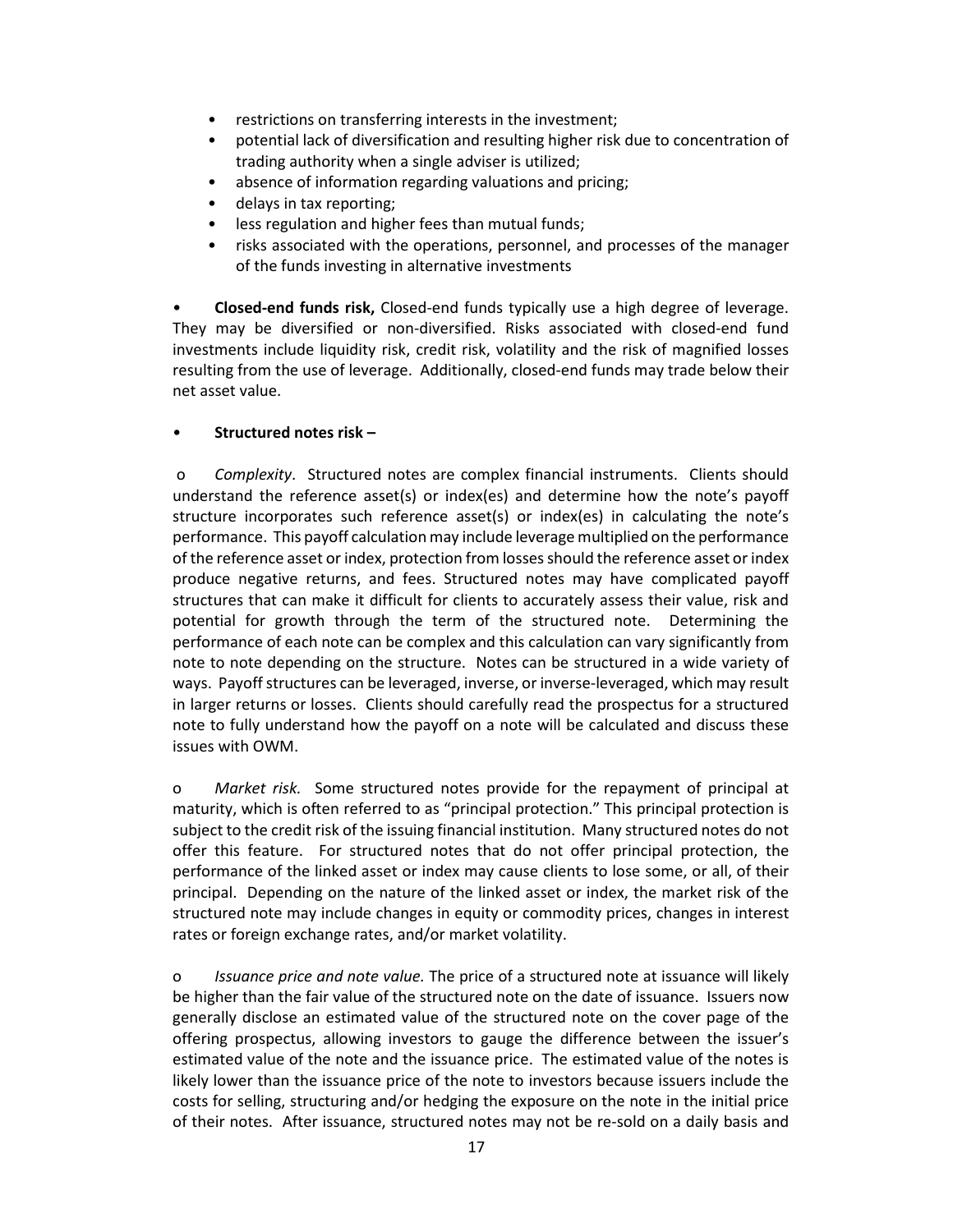- restrictions on transferring interests in the investment;
- potential lack of diversification and resulting higher risk due to concentration of trading authority when a single adviser is utilized;
- absence of information regarding valuations and pricing;
- delays in tax reporting;
- less regulation and higher fees than mutual funds;
- risks associated with the operations, personnel, and processes of the manager of the funds investing in alternative investments

- **Closed-end funds risk,** Closed-end funds typically use a high degree of leverage. They may be diversified or non-diversified. Risks associated with closed-end fund investments include liquidity risk, credit risk, volatility and the risk of magnified losses resulting from the use of leverage. Additionally, closed-end funds may trade below their net asset value.

- **Structured notes risk –**

  - *Complexity*. Structured notes are complex financial instruments. Clients should understand the reference asset(s) or index(es) and determine how the note's payoff structure incorporates such reference asset(s) or index(es) in calculating the note's performance. This payoff calculation may include leverage multiplied on the performance of the reference asset or index, protection from losses should the reference asset or index produce negative returns, and fees. Structured notes may have complicated payoff structures that can make it difficult for clients to accurately assess their value, risk and potential for growth through the term of the structured note. Determining the performance of each note can be complex and this calculation can vary significantly from note to note depending on the structure. Notes can be structured in a wide variety of ways. Payoff structures can be leveraged, inverse, or inverse-leveraged, which may result in larger returns or losses. Clients should carefully read the prospectus for a structured note to fully understand how the payoff on a note will be calculated and discuss these issues with OWM.

  - *Market risk.* Some structured notes provide for the repayment of principal at maturity, which is often referred to as "principal protection." This principal protection is subject to the credit risk of the issuing financial institution. Many structured notes do not offer this feature. For structured notes that do not offer principal protection, the performance of the linked asset or index may cause clients to lose some, or all, of their principal. Depending on the nature of the linked asset or index, the market risk of the structured note may include changes in equity or commodity prices, changes in interest rates or foreign exchange rates, and/or market volatility.

  - *Issuance price and note value.* The price of a structured note at issuance will likely be higher than the fair value of the structured note on the date of issuance. Issuers now generally disclose an estimated value of the structured note on the cover page of the offering prospectus, allowing investors to gauge the difference between the issuer's estimated value of the note and the issuance price. The estimated value of the notes is likely lower than the issuance price of the note to investors because issuers include the costs for selling, structuring and/or hedging the exposure on the note in the initial price of their notes. After issuance, structured notes may not be re-sold on a daily basis and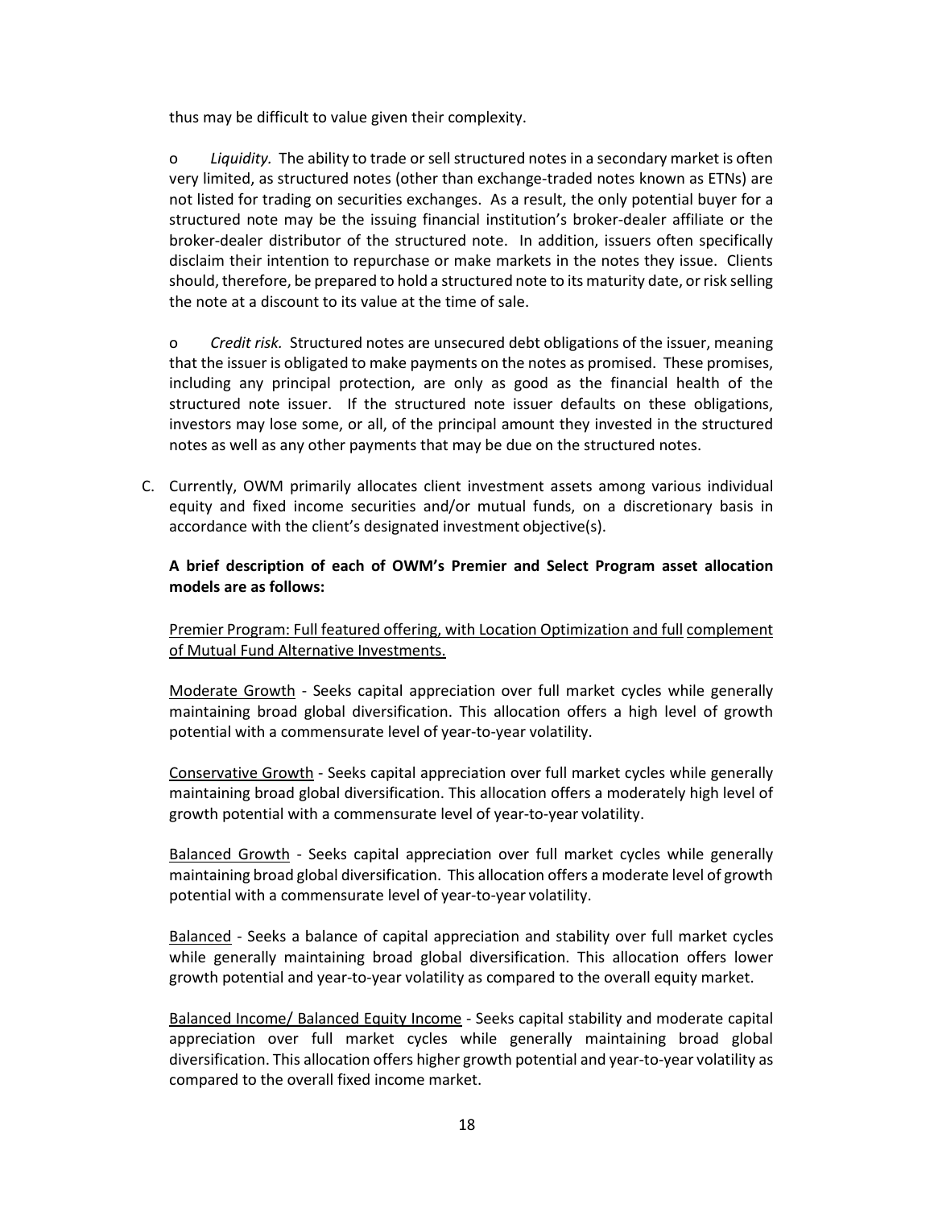thus may be difficult to value given their complexity.

o *Liquidity.* The ability to trade or sell structured notes in a secondary market is often very limited, as structured notes (other than exchange-traded notes known as ETNs) are not listed for trading on securities exchanges. As a result, the only potential buyer for a structured note may be the issuing financial institution's broker-dealer affiliate or the broker-dealer distributor of the structured note. In addition, issuers often specifically disclaim their intention to repurchase or make markets in the notes they issue. Clients should, therefore, be prepared to hold a structured note to its maturity date, or risk selling the note at a discount to its value at the time of sale.

o *Credit risk.* Structured notes are unsecured debt obligations of the issuer, meaning that the issuer is obligated to make payments on the notes as promised. These promises, including any principal protection, are only as good as the financial health of the structured note issuer. If the structured note issuer defaults on these obligations, investors may lose some, or all, of the principal amount they invested in the structured notes as well as any other payments that may be due on the structured notes.

C. Currently, OWM primarily allocates client investment assets among various individual equity and fixed income securities and/or mutual funds, on a discretionary basis in accordance with the client's designated investment objective(s).

**A brief description of each of OWM's Premier and Select Program asset allocation models are as follows:**

<u>Premier Program: Full featured offering, with Location Optimization and full complement of Mutual Fund Alternative Investments.</u>

<u>Moderate Growth</u> - Seeks capital appreciation over full market cycles while generally maintaining broad global diversification. This allocation offers a high level of growth potential with a commensurate level of year-to-year volatility.

<u>Conservative Growth</u> - Seeks capital appreciation over full market cycles while generally maintaining broad global diversification. This allocation offers a moderately high level of growth potential with a commensurate level of year-to-year volatility.

<u>Balanced Growth</u> - Seeks capital appreciation over full market cycles while generally maintaining broad global diversification. This allocation offers a moderate level of growth potential with a commensurate level of year-to-year volatility.

<u>Balanced</u> - Seeks a balance of capital appreciation and stability over full market cycles while generally maintaining broad global diversification. This allocation offers lower growth potential and year-to-year volatility as compared to the overall equity market.

<u>Balanced Income/ Balanced Equity Income</u> - Seeks capital stability and moderate capital appreciation over full market cycles while generally maintaining broad global diversification. This allocation offers higher growth potential and year-to-year volatility as compared to the overall fixed income market.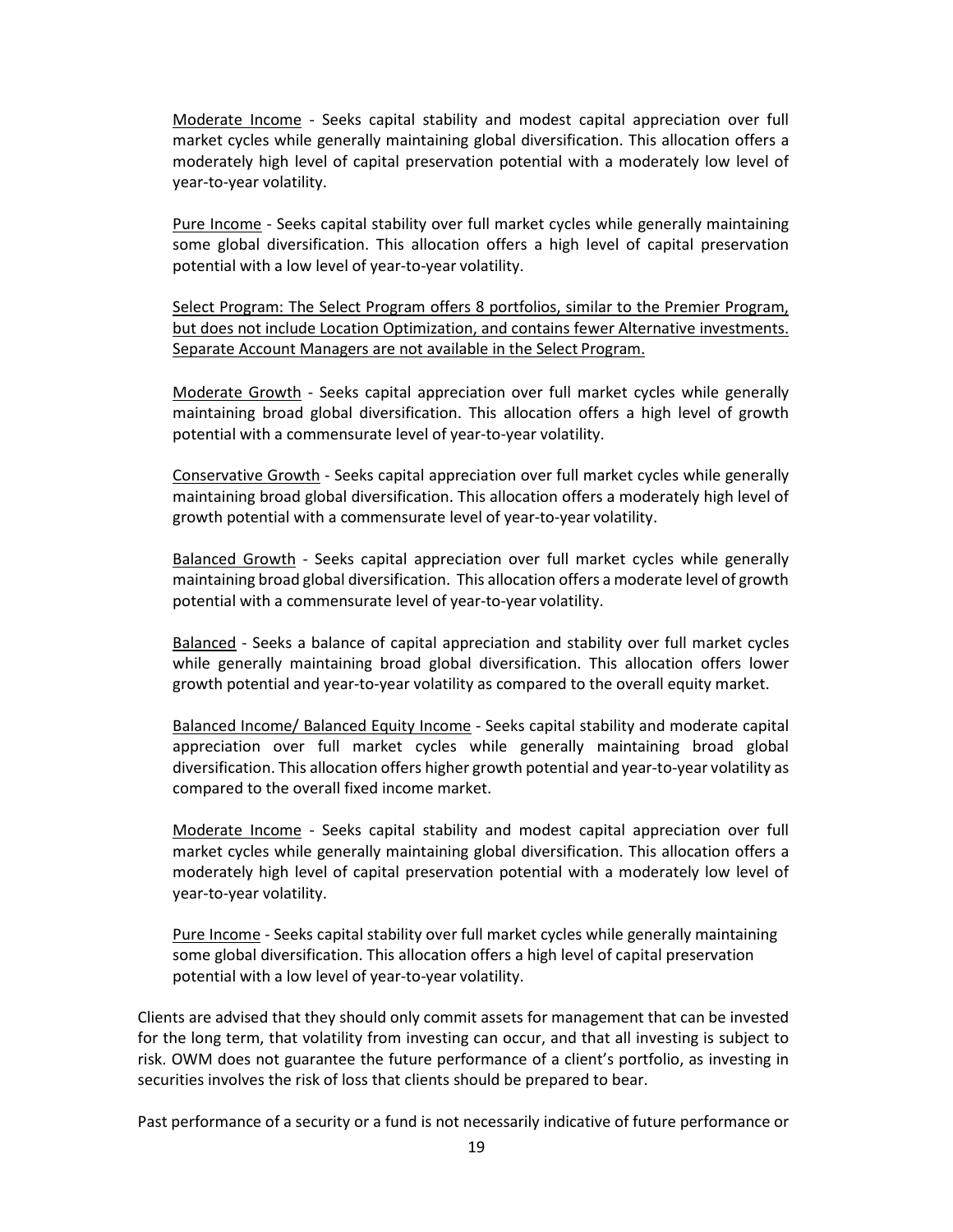Moderate Income - Seeks capital stability and modest capital appreciation over full market cycles while generally maintaining global diversification. This allocation offers a moderately high level of capital preservation potential with a moderately low level of year-to-year volatility.

Pure Income - Seeks capital stability over full market cycles while generally maintaining some global diversification. This allocation offers a high level of capital preservation potential with a low level of year-to-year volatility.

Select Program: The Select Program offers 8 portfolios, similar to the Premier Program, but does not include Location Optimization, and contains fewer Alternative investments. Separate Account Managers are not available in the Select Program.

Moderate Growth - Seeks capital appreciation over full market cycles while generally maintaining broad global diversification. This allocation offers a high level of growth potential with a commensurate level of year-to-year volatility.

Conservative Growth - Seeks capital appreciation over full market cycles while generally maintaining broad global diversification. This allocation offers a moderately high level of growth potential with a commensurate level of year-to-year volatility.

Balanced Growth - Seeks capital appreciation over full market cycles while generally maintaining broad global diversification. This allocation offers a moderate level of growth potential with a commensurate level of year-to-year volatility.

Balanced - Seeks a balance of capital appreciation and stability over full market cycles while generally maintaining broad global diversification. This allocation offers lower growth potential and year-to-year volatility as compared to the overall equity market.

Balanced Income/ Balanced Equity Income - Seeks capital stability and moderate capital appreciation over full market cycles while generally maintaining broad global diversification. This allocation offers higher growth potential and year-to-year volatility as compared to the overall fixed income market.

Moderate Income - Seeks capital stability and modest capital appreciation over full market cycles while generally maintaining global diversification. This allocation offers a moderately high level of capital preservation potential with a moderately low level of year-to-year volatility.

Pure Income - Seeks capital stability over full market cycles while generally maintaining some global diversification. This allocation offers a high level of capital preservation potential with a low level of year-to-year volatility.

Clients are advised that they should only commit assets for management that can be invested for the long term, that volatility from investing can occur, and that all investing is subject to risk. OWM does not guarantee the future performance of a client's portfolio, as investing in securities involves the risk of loss that clients should be prepared to bear.

Past performance of a security or a fund is not necessarily indicative of future performance or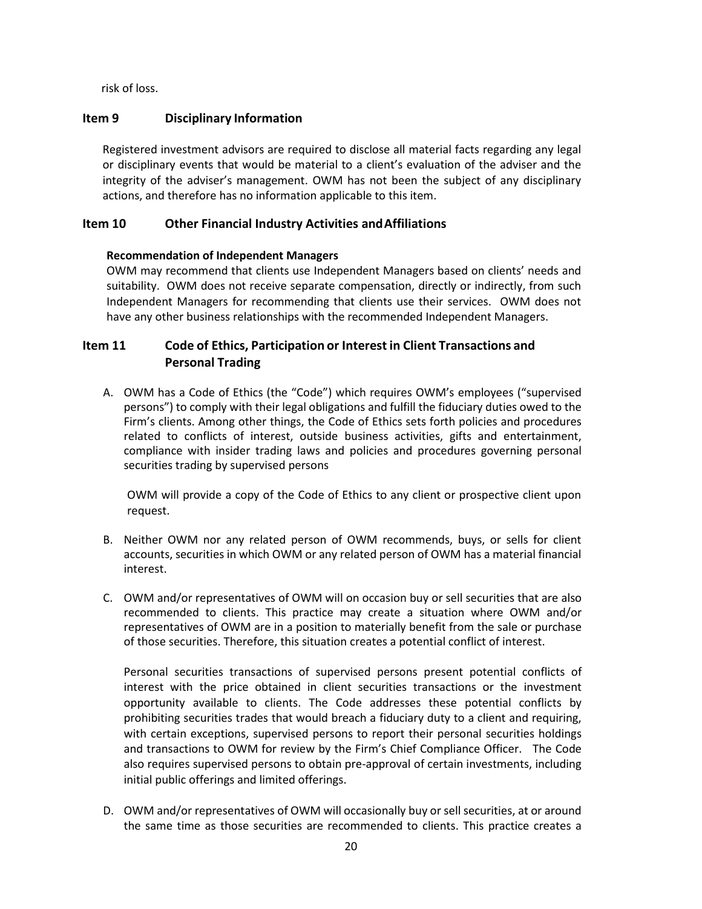risk of loss.

## Item 9 Disciplinary Information

Registered investment advisors are required to disclose all material facts regarding any legal or disciplinary events that would be material to a client's evaluation of the adviser and the integrity of the adviser's management. OWM has not been the subject of any disciplinary actions, and therefore has no information applicable to this item.

## Item 10 Other Financial Industry Activities and Affiliations

**Recommendation of Independent Managers**

OWM may recommend that clients use Independent Managers based on clients' needs and suitability. OWM does not receive separate compensation, directly or indirectly, from such Independent Managers for recommending that clients use their services. OWM does not have any other business relationships with the recommended Independent Managers.

## Item 11 Code of Ethics, Participation or Interest in Client Transactions and Personal Trading

A. OWM has a Code of Ethics (the "Code") which requires OWM's employees ("supervised persons") to comply with their legal obligations and fulfill the fiduciary duties owed to the Firm's clients. Among other things, the Code of Ethics sets forth policies and procedures related to conflicts of interest, outside business activities, gifts and entertainment, compliance with insider trading laws and policies and procedures governing personal securities trading by supervised persons

   OWM will provide a copy of the Code of Ethics to any client or prospective client upon request.

B. Neither OWM nor any related person of OWM recommends, buys, or sells for client accounts, securities in which OWM or any related person of OWM has a material financial interest.

C. OWM and/or representatives of OWM will on occasion buy or sell securities that are also recommended to clients. This practice may create a situation where OWM and/or representatives of OWM are in a position to materially benefit from the sale or purchase of those securities. Therefore, this situation creates a potential conflict of interest.

   Personal securities transactions of supervised persons present potential conflicts of interest with the price obtained in client securities transactions or the investment opportunity available to clients. The Code addresses these potential conflicts by prohibiting securities trades that would breach a fiduciary duty to a client and requiring, with certain exceptions, supervised persons to report their personal securities holdings and transactions to OWM for review by the Firm's Chief Compliance Officer. The Code also requires supervised persons to obtain pre-approval of certain investments, including initial public offerings and limited offerings.

D. OWM and/or representatives of OWM will occasionally buy or sell securities, at or around the same time as those securities are recommended to clients. This practice creates a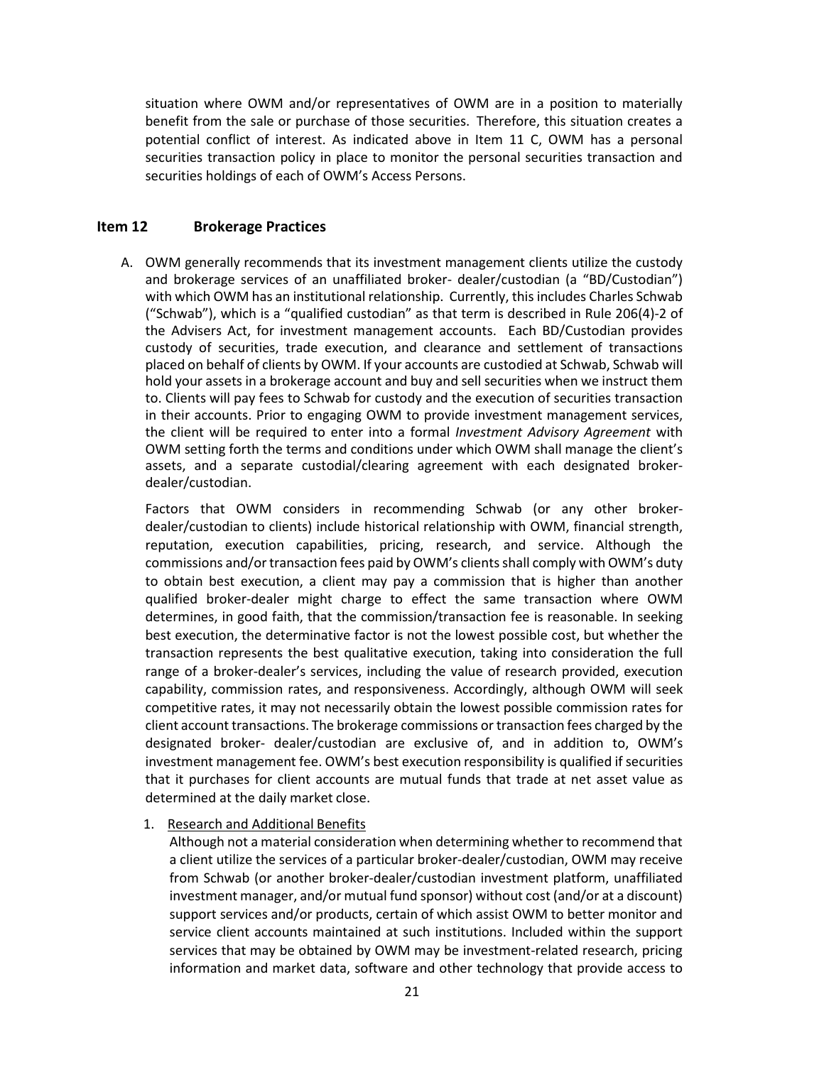situation where OWM and/or representatives of OWM are in a position to materially benefit from the sale or purchase of those securities. Therefore, this situation creates a potential conflict of interest. As indicated above in Item 11 C, OWM has a personal securities transaction policy in place to monitor the personal securities transaction and securities holdings of each of OWM's Access Persons.

## Item 12 Brokerage Practices

A. OWM generally recommends that its investment management clients utilize the custody and brokerage services of an unaffiliated broker- dealer/custodian (a "BD/Custodian") with which OWM has an institutional relationship. Currently, this includes Charles Schwab ("Schwab"), which is a "qualified custodian" as that term is described in Rule 206(4)-2 of the Advisers Act, for investment management accounts. Each BD/Custodian provides custody of securities, trade execution, and clearance and settlement of transactions placed on behalf of clients by OWM. If your accounts are custodied at Schwab, Schwab will hold your assets in a brokerage account and buy and sell securities when we instruct them to. Clients will pay fees to Schwab for custody and the execution of securities transaction in their accounts. Prior to engaging OWM to provide investment management services, the client will be required to enter into a formal *Investment Advisory Agreement* with OWM setting forth the terms and conditions under which OWM shall manage the client's assets, and a separate custodial/clearing agreement with each designated broker-dealer/custodian.

   Factors that OWM considers in recommending Schwab (or any other broker-dealer/custodian to clients) include historical relationship with OWM, financial strength, reputation, execution capabilities, pricing, research, and service. Although the commissions and/or transaction fees paid by OWM's clients shall comply with OWM's duty to obtain best execution, a client may pay a commission that is higher than another qualified broker-dealer might charge to effect the same transaction where OWM determines, in good faith, that the commission/transaction fee is reasonable. In seeking best execution, the determinative factor is not the lowest possible cost, but whether the transaction represents the best qualitative execution, taking into consideration the full range of a broker-dealer's services, including the value of research provided, execution capability, commission rates, and responsiveness. Accordingly, although OWM will seek competitive rates, it may not necessarily obtain the lowest possible commission rates for client account transactions. The brokerage commissions or transaction fees charged by the designated broker- dealer/custodian are exclusive of, and in addition to, OWM's investment management fee. OWM's best execution responsibility is qualified if securities that it purchases for client accounts are mutual funds that trade at net asset value as determined at the daily market close.

   1. Research and Additional Benefits
      Although not a material consideration when determining whether to recommend that a client utilize the services of a particular broker-dealer/custodian, OWM may receive from Schwab (or another broker-dealer/custodian investment platform, unaffiliated investment manager, and/or mutual fund sponsor) without cost (and/or at a discount) support services and/or products, certain of which assist OWM to better monitor and service client accounts maintained at such institutions. Included within the support services that may be obtained by OWM may be investment-related research, pricing information and market data, software and other technology that provide access to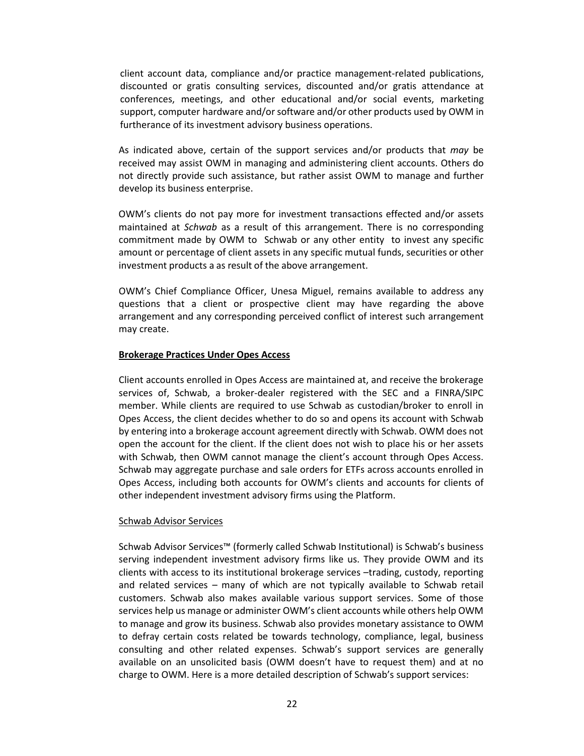client account data, compliance and/or practice management-related publications, discounted or gratis consulting services, discounted and/or gratis attendance at conferences, meetings, and other educational and/or social events, marketing support, computer hardware and/or software and/or other products used by OWM in furtherance of its investment advisory business operations.

As indicated above, certain of the support services and/or products that *may* be received may assist OWM in managing and administering client accounts. Others do not directly provide such assistance, but rather assist OWM to manage and further develop its business enterprise.

OWM's clients do not pay more for investment transactions effected and/or assets maintained at *Schwab* as a result of this arrangement. There is no corresponding commitment made by OWM to Schwab or any other entity to invest any specific amount or percentage of client assets in any specific mutual funds, securities or other investment products a as result of the above arrangement.

OWM's Chief Compliance Officer, Unesa Miguel, remains available to address any questions that a client or prospective client may have regarding the above arrangement and any corresponding perceived conflict of interest such arrangement may create.

**Brokerage Practices Under Opes Access**

Client accounts enrolled in Opes Access are maintained at, and receive the brokerage services of, Schwab, a broker-dealer registered with the SEC and a FINRA/SIPC member. While clients are required to use Schwab as custodian/broker to enroll in Opes Access, the client decides whether to do so and opens its account with Schwab by entering into a brokerage account agreement directly with Schwab. OWM does not open the account for the client. If the client does not wish to place his or her assets with Schwab, then OWM cannot manage the client's account through Opes Access. Schwab may aggregate purchase and sale orders for ETFs across accounts enrolled in Opes Access, including both accounts for OWM's clients and accounts for clients of other independent investment advisory firms using the Platform.

Schwab Advisor Services

Schwab Advisor Services™ (formerly called Schwab Institutional) is Schwab's business serving independent investment advisory firms like us. They provide OWM and its clients with access to its institutional brokerage services –trading, custody, reporting and related services – many of which are not typically available to Schwab retail customers. Schwab also makes available various support services. Some of those services help us manage or administer OWM's client accounts while others help OWM to manage and grow its business. Schwab also provides monetary assistance to OWM to defray certain costs related be towards technology, compliance, legal, business consulting and other related expenses. Schwab's support services are generally available on an unsolicited basis (OWM doesn't have to request them) and at no charge to OWM. Here is a more detailed description of Schwab's support services: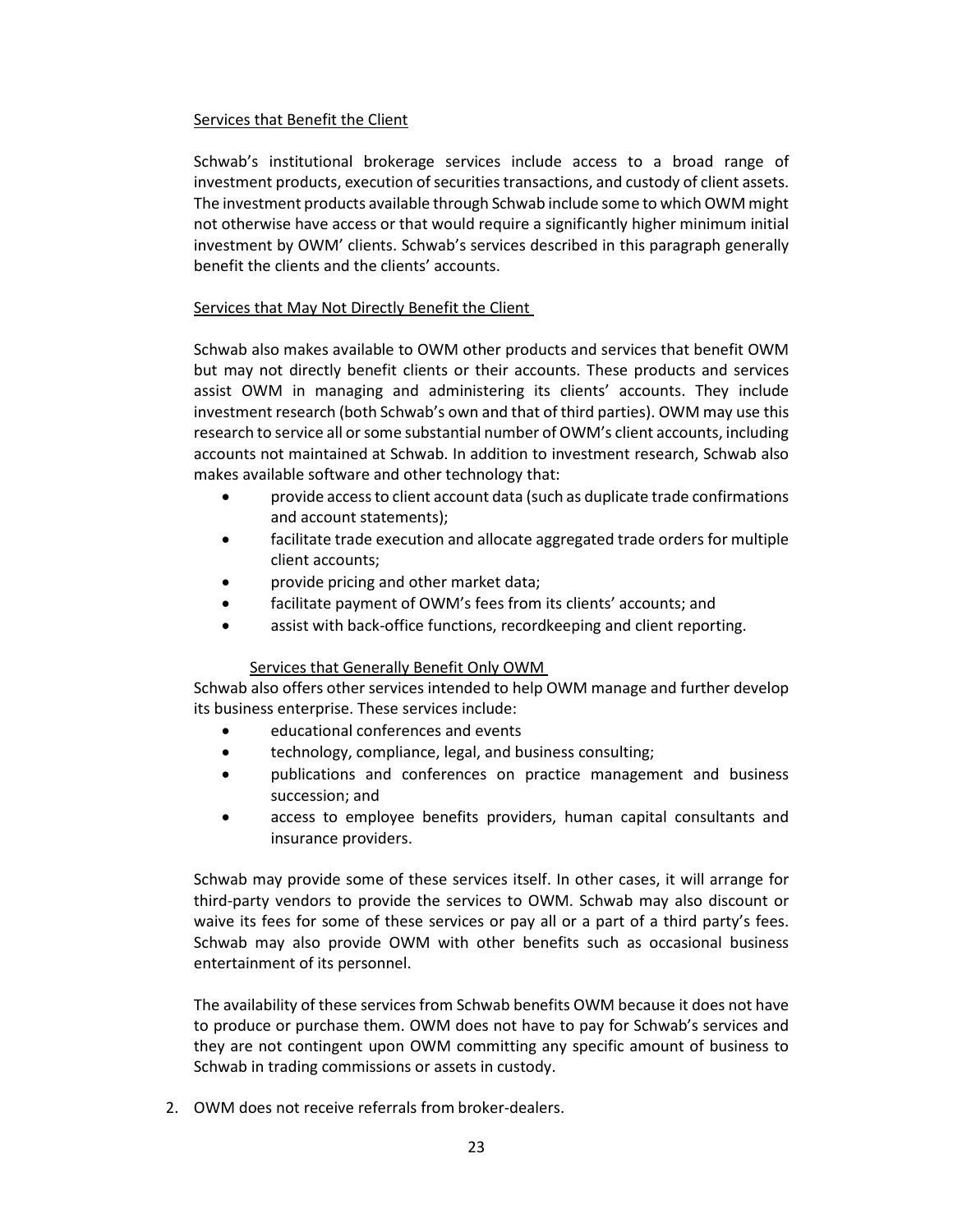Services that Benefit the Client

Schwab's institutional brokerage services include access to a broad range of investment products, execution of securities transactions, and custody of client assets. The investment products available through Schwab include some to which OWM might not otherwise have access or that would require a significantly higher minimum initial investment by OWM' clients. Schwab's services described in this paragraph generally benefit the clients and the clients' accounts.

Services that May Not Directly Benefit the Client

Schwab also makes available to OWM other products and services that benefit OWM but may not directly benefit clients or their accounts. These products and services assist OWM in managing and administering its clients' accounts. They include investment research (both Schwab's own and that of third parties). OWM may use this research to service all or some substantial number of OWM's client accounts, including accounts not maintained at Schwab. In addition to investment research, Schwab also makes available software and other technology that:

- provide access to client account data (such as duplicate trade confirmations and account statements);
- facilitate trade execution and allocate aggregated trade orders for multiple client accounts;
- provide pricing and other market data;
- facilitate payment of OWM's fees from its clients' accounts; and
- assist with back-office functions, recordkeeping and client reporting.

Services that Generally Benefit Only OWM

Schwab also offers other services intended to help OWM manage and further develop its business enterprise. These services include:

- educational conferences and events
- technology, compliance, legal, and business consulting;
- publications and conferences on practice management and business succession; and
- access to employee benefits providers, human capital consultants and insurance providers.

Schwab may provide some of these services itself. In other cases, it will arrange for third-party vendors to provide the services to OWM. Schwab may also discount or waive its fees for some of these services or pay all or a part of a third party's fees. Schwab may also provide OWM with other benefits such as occasional business entertainment of its personnel.

The availability of these services from Schwab benefits OWM because it does not have to produce or purchase them. OWM does not have to pay for Schwab's services and they are not contingent upon OWM committing any specific amount of business to Schwab in trading commissions or assets in custody.

2. OWM does not receive referrals from broker-dealers.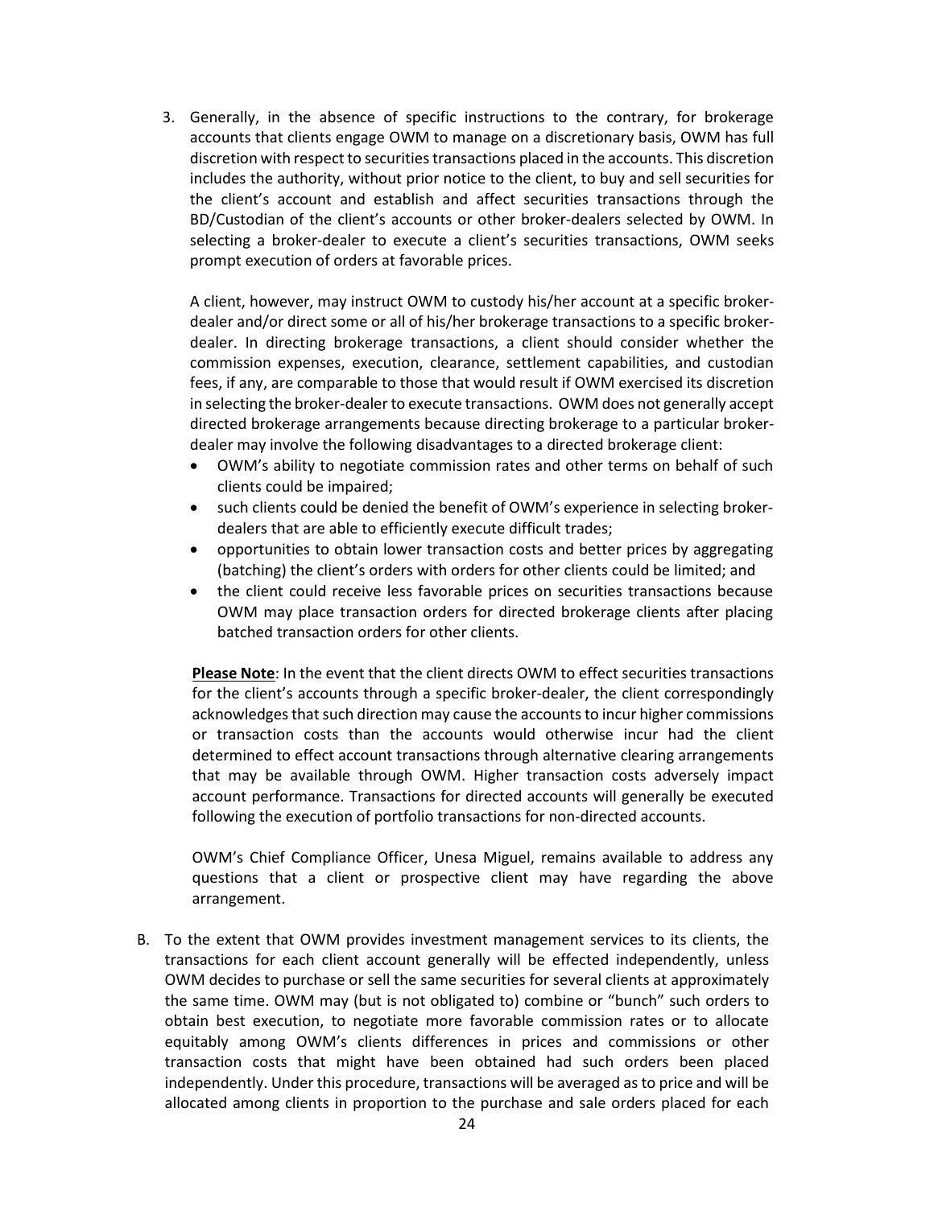3. Generally, in the absence of specific instructions to the contrary, for brokerage accounts that clients engage OWM to manage on a discretionary basis, OWM has full discretion with respect to securities transactions placed in the accounts. This discretion includes the authority, without prior notice to the client, to buy and sell securities for the client's account and establish and affect securities transactions through the BD/Custodian of the client's accounts or other broker-dealers selected by OWM. In selecting a broker-dealer to execute a client's securities transactions, OWM seeks prompt execution of orders at favorable prices.

   A client, however, may instruct OWM to custody his/her account at a specific broker-dealer and/or direct some or all of his/her brokerage transactions to a specific broker-dealer. In directing brokerage transactions, a client should consider whether the commission expenses, execution, clearance, settlement capabilities, and custodian fees, if any, are comparable to those that would result if OWM exercised its discretion in selecting the broker-dealer to execute transactions. OWM does not generally accept directed brokerage arrangements because directing brokerage to a particular broker-dealer may involve the following disadvantages to a directed brokerage client:

   - OWM's ability to negotiate commission rates and other terms on behalf of such clients could be impaired;
   - such clients could be denied the benefit of OWM's experience in selecting broker-dealers that are able to efficiently execute difficult trades;
   - opportunities to obtain lower transaction costs and better prices by aggregating (batching) the client's orders with orders for other clients could be limited; and
   - the client could receive less favorable prices on securities transactions because OWM may place transaction orders for directed brokerage clients after placing batched transaction orders for other clients.

   **Please Note**: In the event that the client directs OWM to effect securities transactions for the client's accounts through a specific broker-dealer, the client correspondingly acknowledges that such direction may cause the accounts to incur higher commissions or transaction costs than the accounts would otherwise incur had the client determined to effect account transactions through alternative clearing arrangements that may be available through OWM. Higher transaction costs adversely impact account performance. Transactions for directed accounts will generally be executed following the execution of portfolio transactions for non-directed accounts.

   OWM's Chief Compliance Officer, Unesa Miguel, remains available to address any questions that a client or prospective client may have regarding the above arrangement.

B. To the extent that OWM provides investment management services to its clients, the transactions for each client account generally will be effected independently, unless OWM decides to purchase or sell the same securities for several clients at approximately the same time. OWM may (but is not obligated to) combine or "bunch" such orders to obtain best execution, to negotiate more favorable commission rates or to allocate equitably among OWM's clients differences in prices and commissions or other transaction costs that might have been obtained had such orders been placed independently. Under this procedure, transactions will be averaged as to price and will be allocated among clients in proportion to the purchase and sale orders placed for each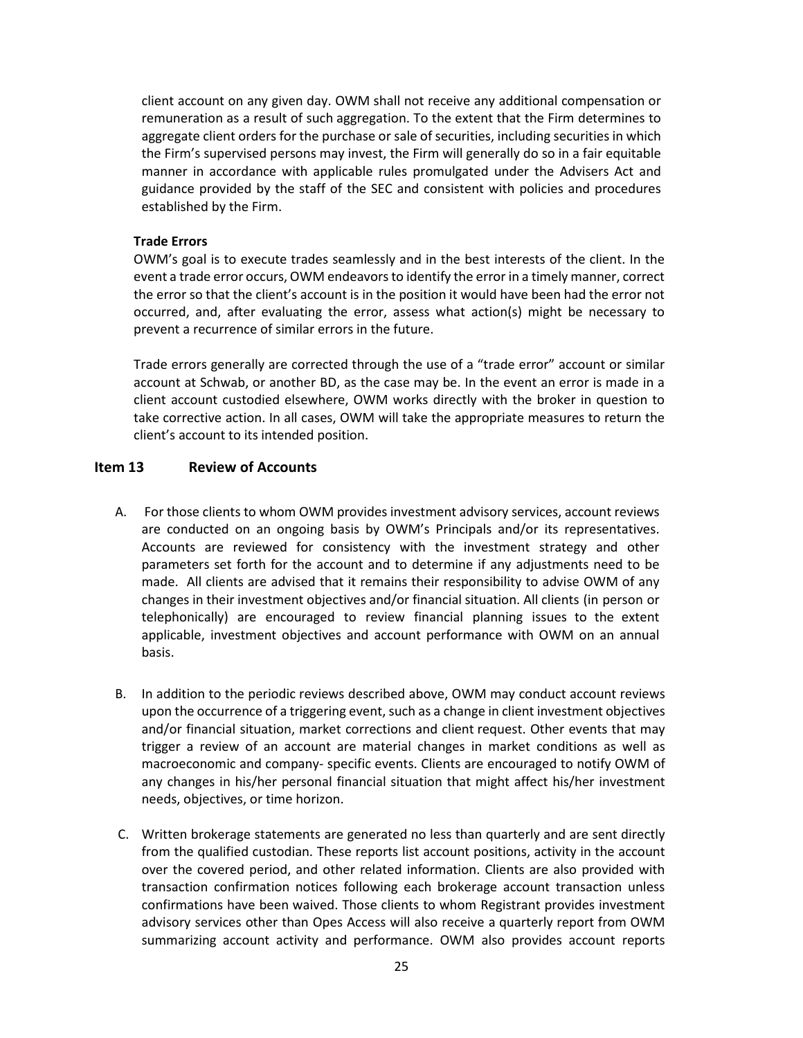client account on any given day. OWM shall not receive any additional compensation or remuneration as a result of such aggregation. To the extent that the Firm determines to aggregate client orders for the purchase or sale of securities, including securities in which the Firm's supervised persons may invest, the Firm will generally do so in a fair equitable manner in accordance with applicable rules promulgated under the Advisers Act and guidance provided by the staff of the SEC and consistent with policies and procedures established by the Firm.

**Trade Errors**

OWM's goal is to execute trades seamlessly and in the best interests of the client. In the event a trade error occurs, OWM endeavors to identify the error in a timely manner, correct the error so that the client's account is in the position it would have been had the error not occurred, and, after evaluating the error, assess what action(s) might be necessary to prevent a recurrence of similar errors in the future.

Trade errors generally are corrected through the use of a "trade error" account or similar account at Schwab, or another BD, as the case may be. In the event an error is made in a client account custodied elsewhere, OWM works directly with the broker in question to take corrective action. In all cases, OWM will take the appropriate measures to return the client's account to its intended position.

## Item 13 Review of Accounts

A. For those clients to whom OWM provides investment advisory services, account reviews are conducted on an ongoing basis by OWM's Principals and/or its representatives. Accounts are reviewed for consistency with the investment strategy and other parameters set forth for the account and to determine if any adjustments need to be made. All clients are advised that it remains their responsibility to advise OWM of any changes in their investment objectives and/or financial situation. All clients (in person or telephonically) are encouraged to review financial planning issues to the extent applicable, investment objectives and account performance with OWM on an annual basis.

B. In addition to the periodic reviews described above, OWM may conduct account reviews upon the occurrence of a triggering event, such as a change in client investment objectives and/or financial situation, market corrections and client request. Other events that may trigger a review of an account are material changes in market conditions as well as macroeconomic and company- specific events. Clients are encouraged to notify OWM of any changes in his/her personal financial situation that might affect his/her investment needs, objectives, or time horizon.

C. Written brokerage statements are generated no less than quarterly and are sent directly from the qualified custodian. These reports list account positions, activity in the account over the covered period, and other related information. Clients are also provided with transaction confirmation notices following each brokerage account transaction unless confirmations have been waived. Those clients to whom Registrant provides investment advisory services other than Opes Access will also receive a quarterly report from OWM summarizing account activity and performance. OWM also provides account reports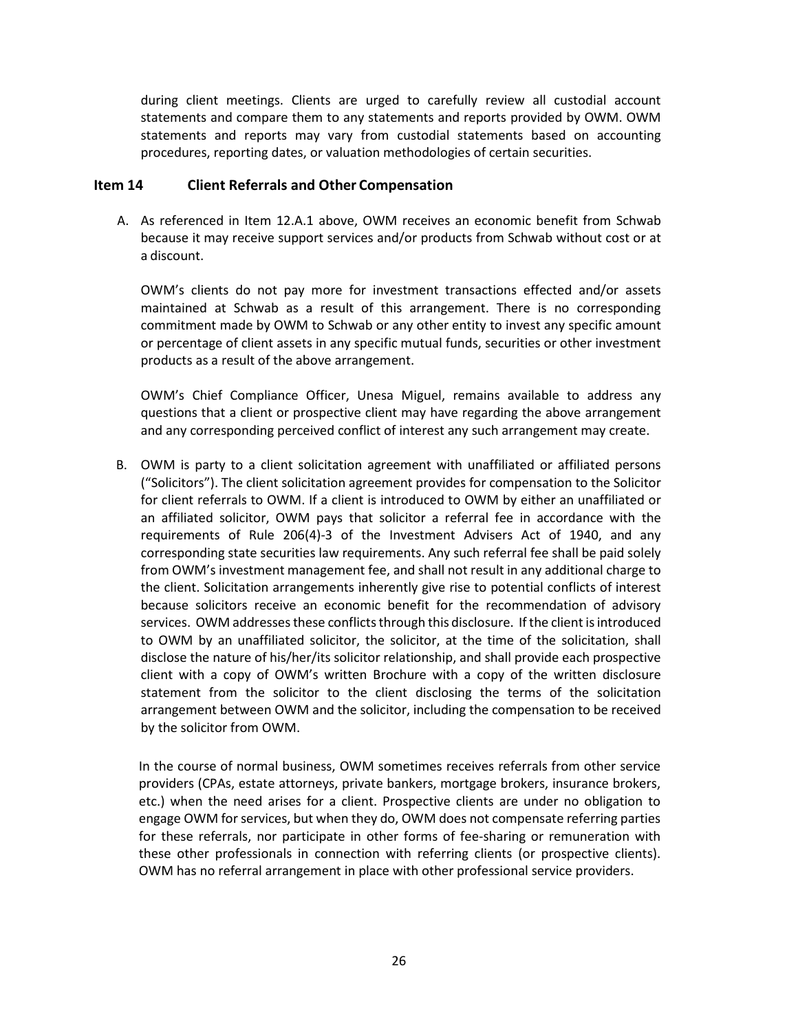during client meetings. Clients are urged to carefully review all custodial account statements and compare them to any statements and reports provided by OWM. OWM statements and reports may vary from custodial statements based on accounting procedures, reporting dates, or valuation methodologies of certain securities.

## Item 14 Client Referrals and Other Compensation

A. As referenced in Item 12.A.1 above, OWM receives an economic benefit from Schwab because it may receive support services and/or products from Schwab without cost or at a discount.

   OWM's clients do not pay more for investment transactions effected and/or assets maintained at Schwab as a result of this arrangement. There is no corresponding commitment made by OWM to Schwab or any other entity to invest any specific amount or percentage of client assets in any specific mutual funds, securities or other investment products as a result of the above arrangement.

   OWM's Chief Compliance Officer, Unesa Miguel, remains available to address any questions that a client or prospective client may have regarding the above arrangement and any corresponding perceived conflict of interest any such arrangement may create.

B. OWM is party to a client solicitation agreement with unaffiliated or affiliated persons ("Solicitors"). The client solicitation agreement provides for compensation to the Solicitor for client referrals to OWM. If a client is introduced to OWM by either an unaffiliated or an affiliated solicitor, OWM pays that solicitor a referral fee in accordance with the requirements of Rule 206(4)-3 of the Investment Advisers Act of 1940, and any corresponding state securities law requirements. Any such referral fee shall be paid solely from OWM's investment management fee, and shall not result in any additional charge to the client. Solicitation arrangements inherently give rise to potential conflicts of interest because solicitors receive an economic benefit for the recommendation of advisory services. OWM addresses these conflicts through this disclosure. If the client is introduced to OWM by an unaffiliated solicitor, the solicitor, at the time of the solicitation, shall disclose the nature of his/her/its solicitor relationship, and shall provide each prospective client with a copy of OWM's written Brochure with a copy of the written disclosure statement from the solicitor to the client disclosing the terms of the solicitation arrangement between OWM and the solicitor, including the compensation to be received by the solicitor from OWM.

   In the course of normal business, OWM sometimes receives referrals from other service providers (CPAs, estate attorneys, private bankers, mortgage brokers, insurance brokers, etc.) when the need arises for a client. Prospective clients are under no obligation to engage OWM for services, but when they do, OWM does not compensate referring parties for these referrals, nor participate in other forms of fee-sharing or remuneration with these other professionals in connection with referring clients (or prospective clients). OWM has no referral arrangement in place with other professional service providers.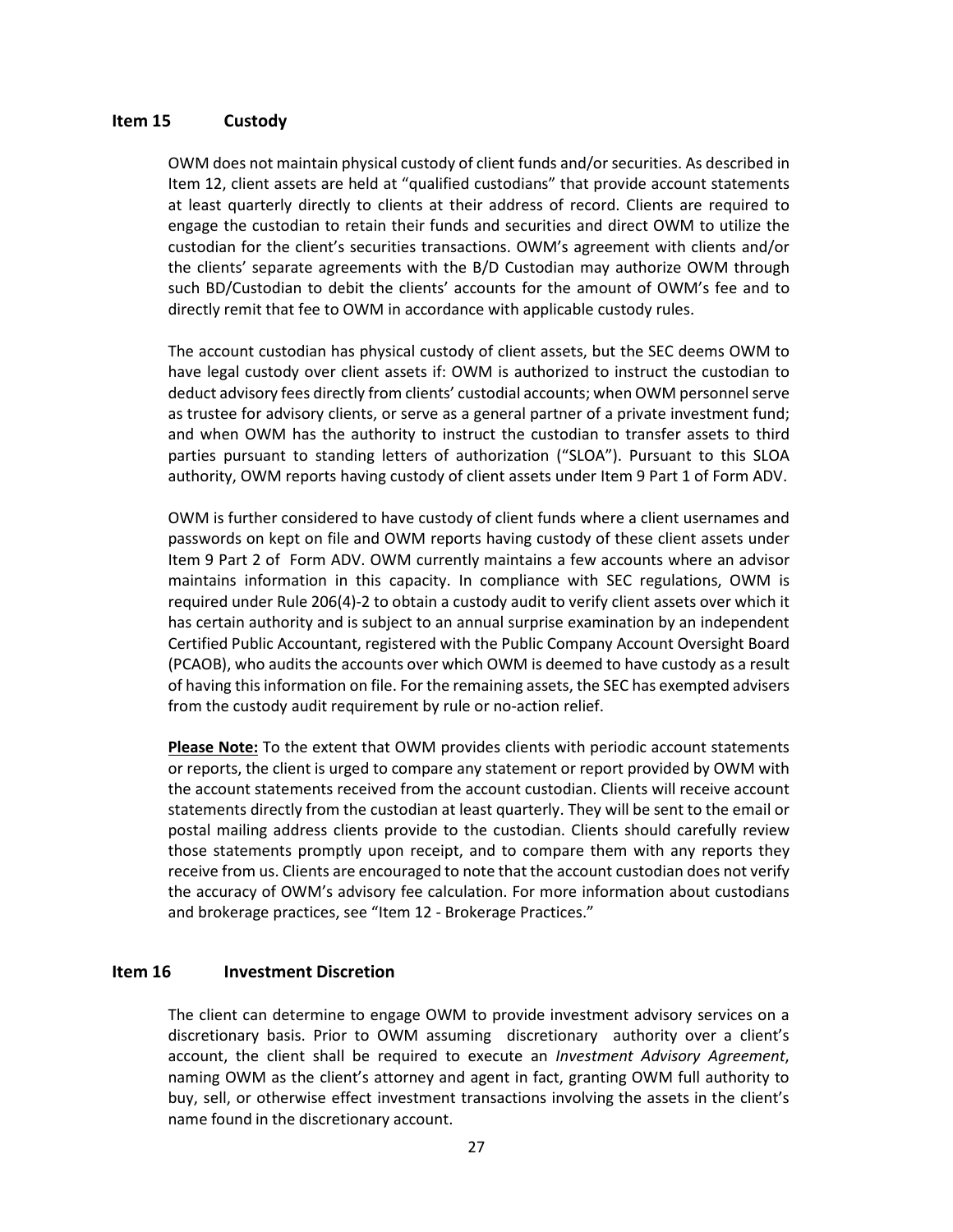## Item 15 Custody

OWM does not maintain physical custody of client funds and/or securities. As described in Item 12, client assets are held at "qualified custodians" that provide account statements at least quarterly directly to clients at their address of record. Clients are required to engage the custodian to retain their funds and securities and direct OWM to utilize the custodian for the client's securities transactions. OWM's agreement with clients and/or the clients' separate agreements with the B/D Custodian may authorize OWM through such BD/Custodian to debit the clients' accounts for the amount of OWM's fee and to directly remit that fee to OWM in accordance with applicable custody rules.

The account custodian has physical custody of client assets, but the SEC deems OWM to have legal custody over client assets if: OWM is authorized to instruct the custodian to deduct advisory fees directly from clients' custodial accounts; when OWM personnel serve as trustee for advisory clients, or serve as a general partner of a private investment fund; and when OWM has the authority to instruct the custodian to transfer assets to third parties pursuant to standing letters of authorization ("SLOA"). Pursuant to this SLOA authority, OWM reports having custody of client assets under Item 9 Part 1 of Form ADV.

OWM is further considered to have custody of client funds where a client usernames and passwords on kept on file and OWM reports having custody of these client assets under Item 9 Part 2 of Form ADV. OWM currently maintains a few accounts where an advisor maintains information in this capacity. In compliance with SEC regulations, OWM is required under Rule 206(4)-2 to obtain a custody audit to verify client assets over which it has certain authority and is subject to an annual surprise examination by an independent Certified Public Accountant, registered with the Public Company Account Oversight Board (PCAOB), who audits the accounts over which OWM is deemed to have custody as a result of having this information on file. For the remaining assets, the SEC has exempted advisers from the custody audit requirement by rule or no-action relief.

**Please Note:** To the extent that OWM provides clients with periodic account statements or reports, the client is urged to compare any statement or report provided by OWM with the account statements received from the account custodian. Clients will receive account statements directly from the custodian at least quarterly. They will be sent to the email or postal mailing address clients provide to the custodian. Clients should carefully review those statements promptly upon receipt, and to compare them with any reports they receive from us. Clients are encouraged to note that the account custodian does not verify the accuracy of OWM's advisory fee calculation. For more information about custodians and brokerage practices, see "Item 12 - Brokerage Practices."

## Item 16 Investment Discretion

The client can determine to engage OWM to provide investment advisory services on a discretionary basis. Prior to OWM assuming discretionary authority over a client's account, the client shall be required to execute an *Investment Advisory Agreement*, naming OWM as the client's attorney and agent in fact, granting OWM full authority to buy, sell, or otherwise effect investment transactions involving the assets in the client's name found in the discretionary account.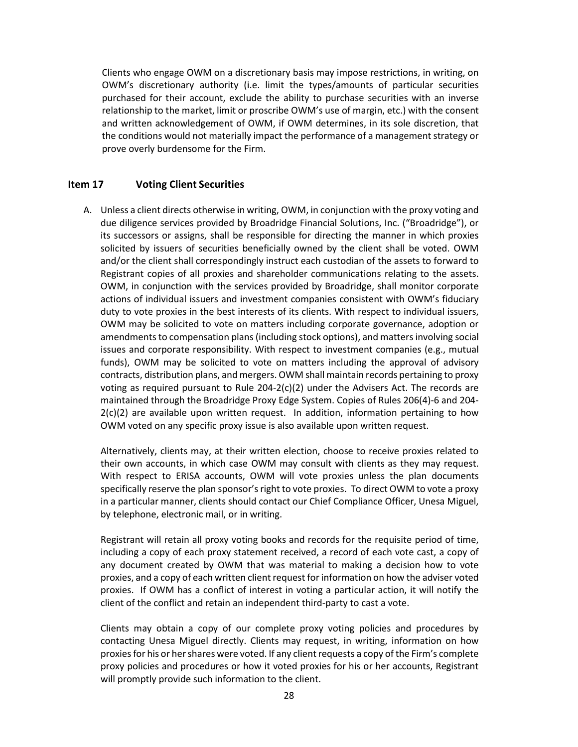Clients who engage OWM on a discretionary basis may impose restrictions, in writing, on OWM's discretionary authority (i.e. limit the types/amounts of particular securities purchased for their account, exclude the ability to purchase securities with an inverse relationship to the market, limit or proscribe OWM's use of margin, etc.) with the consent and written acknowledgement of OWM, if OWM determines, in its sole discretion, that the conditions would not materially impact the performance of a management strategy or prove overly burdensome for the Firm.

## Item 17 Voting Client Securities

A. Unless a client directs otherwise in writing, OWM, in conjunction with the proxy voting and due diligence services provided by Broadridge Financial Solutions, Inc. ("Broadridge"), or its successors or assigns, shall be responsible for directing the manner in which proxies solicited by issuers of securities beneficially owned by the client shall be voted. OWM and/or the client shall correspondingly instruct each custodian of the assets to forward to Registrant copies of all proxies and shareholder communications relating to the assets. OWM, in conjunction with the services provided by Broadridge, shall monitor corporate actions of individual issuers and investment companies consistent with OWM's fiduciary duty to vote proxies in the best interests of its clients. With respect to individual issuers, OWM may be solicited to vote on matters including corporate governance, adoption or amendments to compensation plans (including stock options), and matters involving social issues and corporate responsibility. With respect to investment companies (e.g., mutual funds), OWM may be solicited to vote on matters including the approval of advisory contracts, distribution plans, and mergers. OWM shall maintain records pertaining to proxy voting as required pursuant to Rule 204-2(c)(2) under the Advisers Act. The records are maintained through the Broadridge Proxy Edge System. Copies of Rules 206(4)-6 and 204-2(c)(2) are available upon written request. In addition, information pertaining to how OWM voted on any specific proxy issue is also available upon written request.

   Alternatively, clients may, at their written election, choose to receive proxies related to their own accounts, in which case OWM may consult with clients as they may request. With respect to ERISA accounts, OWM will vote proxies unless the plan documents specifically reserve the plan sponsor's right to vote proxies. To direct OWM to vote a proxy in a particular manner, clients should contact our Chief Compliance Officer, Unesa Miguel, by telephone, electronic mail, or in writing.

   Registrant will retain all proxy voting books and records for the requisite period of time, including a copy of each proxy statement received, a record of each vote cast, a copy of any document created by OWM that was material to making a decision how to vote proxies, and a copy of each written client request for information on how the adviser voted proxies. If OWM has a conflict of interest in voting a particular action, it will notify the client of the conflict and retain an independent third-party to cast a vote.

   Clients may obtain a copy of our complete proxy voting policies and procedures by contacting Unesa Miguel directly. Clients may request, in writing, information on how proxies for his or her shares were voted. If any client requests a copy of the Firm's complete proxy policies and procedures or how it voted proxies for his or her accounts, Registrant will promptly provide such information to the client.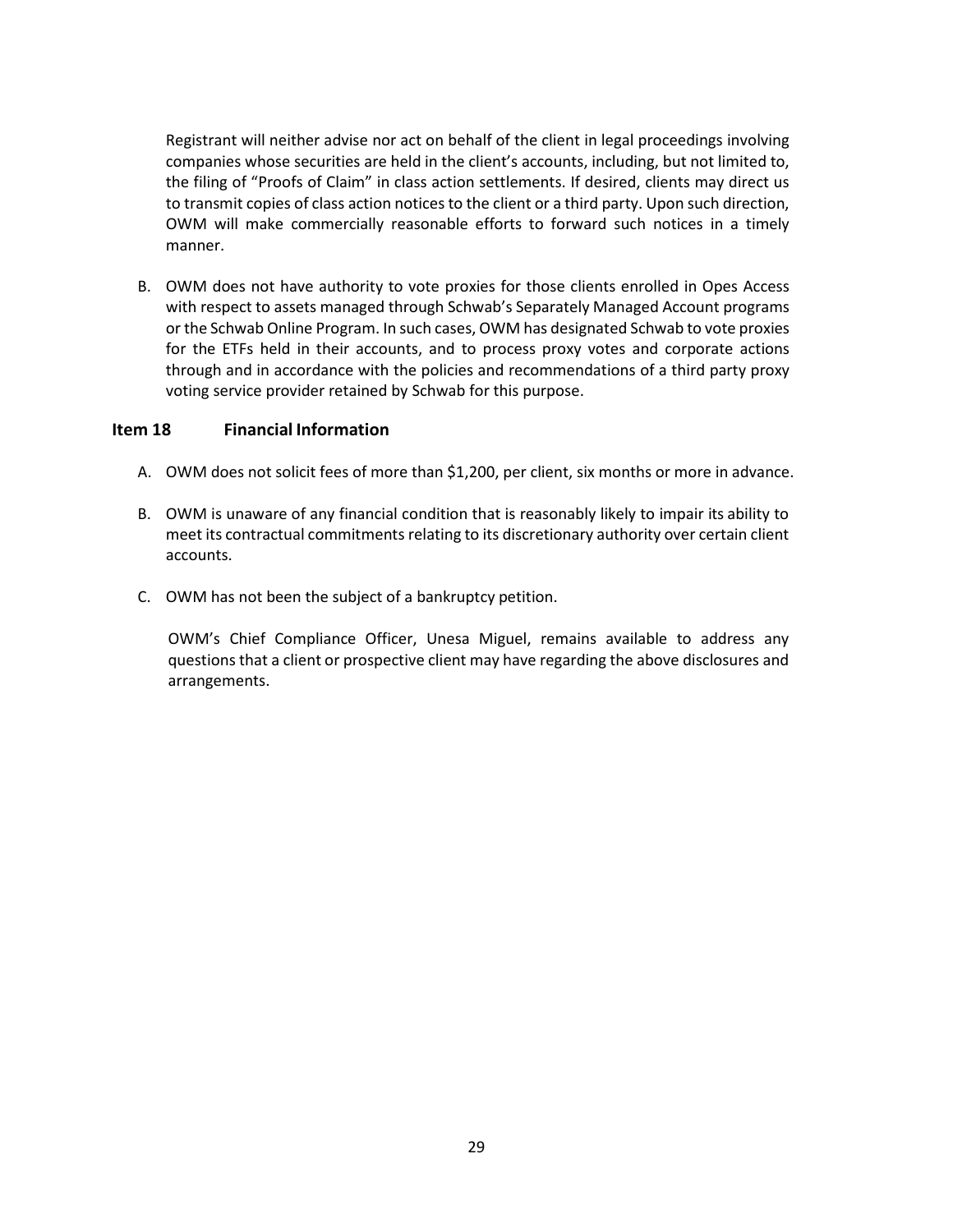Registrant will neither advise nor act on behalf of the client in legal proceedings involving companies whose securities are held in the client's accounts, including, but not limited to, the filing of "Proofs of Claim" in class action settlements. If desired, clients may direct us to transmit copies of class action notices to the client or a third party. Upon such direction, OWM will make commercially reasonable efforts to forward such notices in a timely manner.

B. OWM does not have authority to vote proxies for those clients enrolled in Opes Access with respect to assets managed through Schwab's Separately Managed Account programs or the Schwab Online Program. In such cases, OWM has designated Schwab to vote proxies for the ETFs held in their accounts, and to process proxy votes and corporate actions through and in accordance with the policies and recommendations of a third party proxy voting service provider retained by Schwab for this purpose.

## Item 18 Financial Information

A. OWM does not solicit fees of more than $1,200, per client, six months or more in advance.

B. OWM is unaware of any financial condition that is reasonably likely to impair its ability to meet its contractual commitments relating to its discretionary authority over certain client accounts.

C. OWM has not been the subject of a bankruptcy petition.

OWM's Chief Compliance Officer, Unesa Miguel, remains available to address any questions that a client or prospective client may have regarding the above disclosures and arrangements.